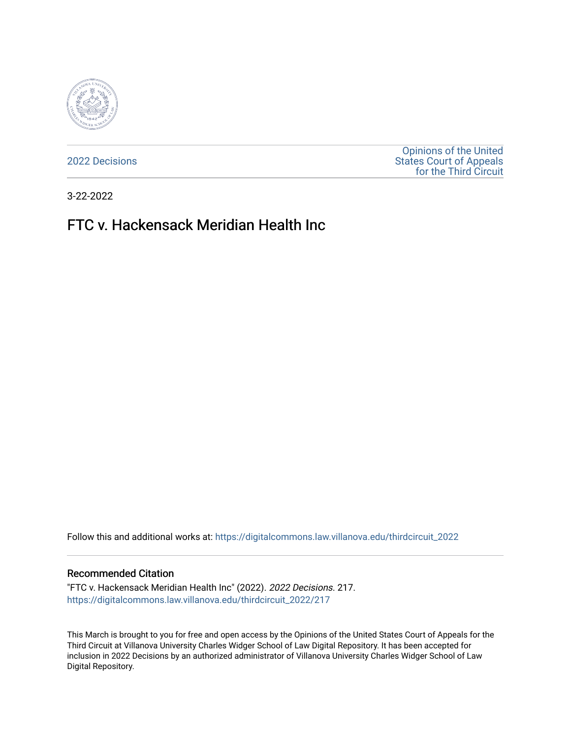2022 Decisions

Opinions of the United States Court of Appeals for the Third Circuit

3-22-2022

# FTC v. Hackensack Meridian Health Inc

Follow this and additional works at: https://digitalcommons.law.villanova.edu/thirdcircuit_2022

### Recommended Citation

"FTC v. Hackensack Meridian Health Inc" (2022). *2022 Decisions*. 217.
https://digitalcommons.law.villanova.edu/thirdcircuit_2022/217

This March is brought to you for free and open access by the Opinions of the United States Court of Appeals for the Third Circuit at Villanova University Charles Widger School of Law Digital Repository. It has been accepted for inclusion in 2022 Decisions by an authorized administrator of Villanova University Charles Widger School of Law Digital Repository.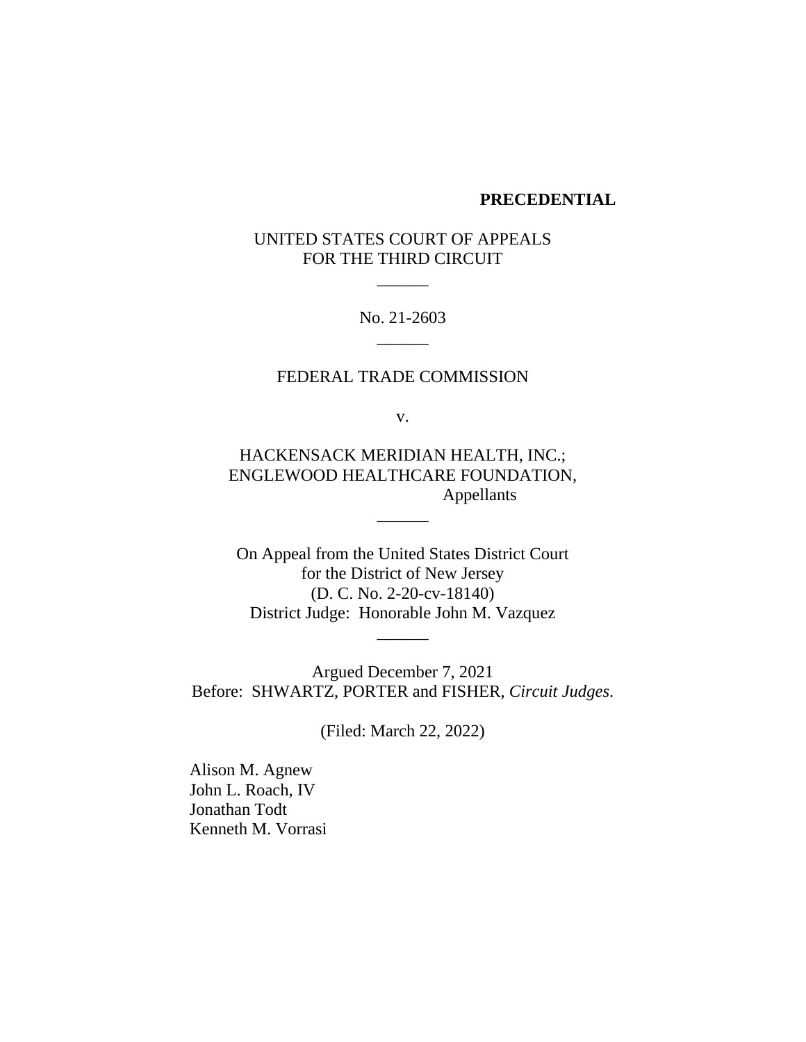**PRECEDENTIAL**

UNITED STATES COURT OF APPEALS
FOR THE THIRD CIRCUIT

\_\_\_\_\_\_

No. 21-2603

\_\_\_\_\_\_

FEDERAL TRADE COMMISSION

v.

HACKENSACK MERIDIAN HEALTH, INC.;
ENGLEWOOD HEALTHCARE FOUNDATION,
Appellants

\_\_\_\_\_\_

On Appeal from the United States District Court
for the District of New Jersey
(D. C. No. 2-20-cv-18140)
District Judge: Honorable John M. Vazquez

\_\_\_\_\_\_

Argued December 7, 2021
Before: SHWARTZ, PORTER and FISHER, *Circuit Judges*.

(Filed: March 22, 2022)

Alison M. Agnew
John L. Roach, IV
Jonathan Todt
Kenneth M. Vorrasi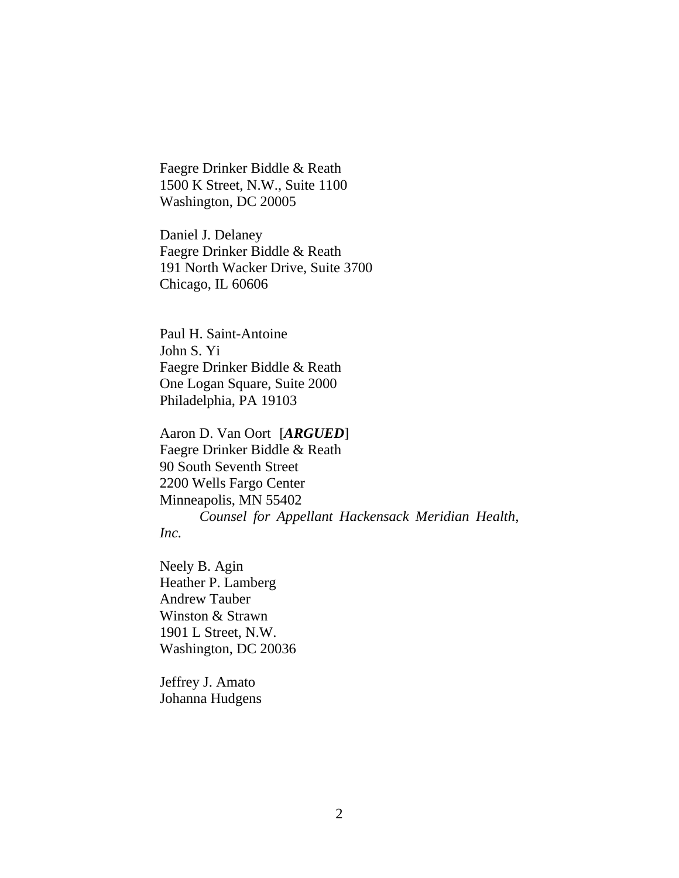Faegre Drinker Biddle & Reath
1500 K Street, N.W., Suite 1100
Washington, DC 20005

Daniel J. Delaney
Faegre Drinker Biddle & Reath
191 North Wacker Drive, Suite 3700
Chicago, IL 60606

Paul H. Saint-Antoine
John S. Yi
Faegre Drinker Biddle & Reath
One Logan Square, Suite 2000
Philadelphia, PA 19103

Aaron D. Van Oort [***ARGUED***]
Faegre Drinker Biddle & Reath
90 South Seventh Street
2200 Wells Fargo Center
Minneapolis, MN 55402
*Counsel for Appellant Hackensack Meridian Health, Inc.*

Neely B. Agin
Heather P. Lamberg
Andrew Tauber
Winston & Strawn
1901 L Street, N.W.
Washington, DC 20036

Jeffrey J. Amato
Johanna Hudgens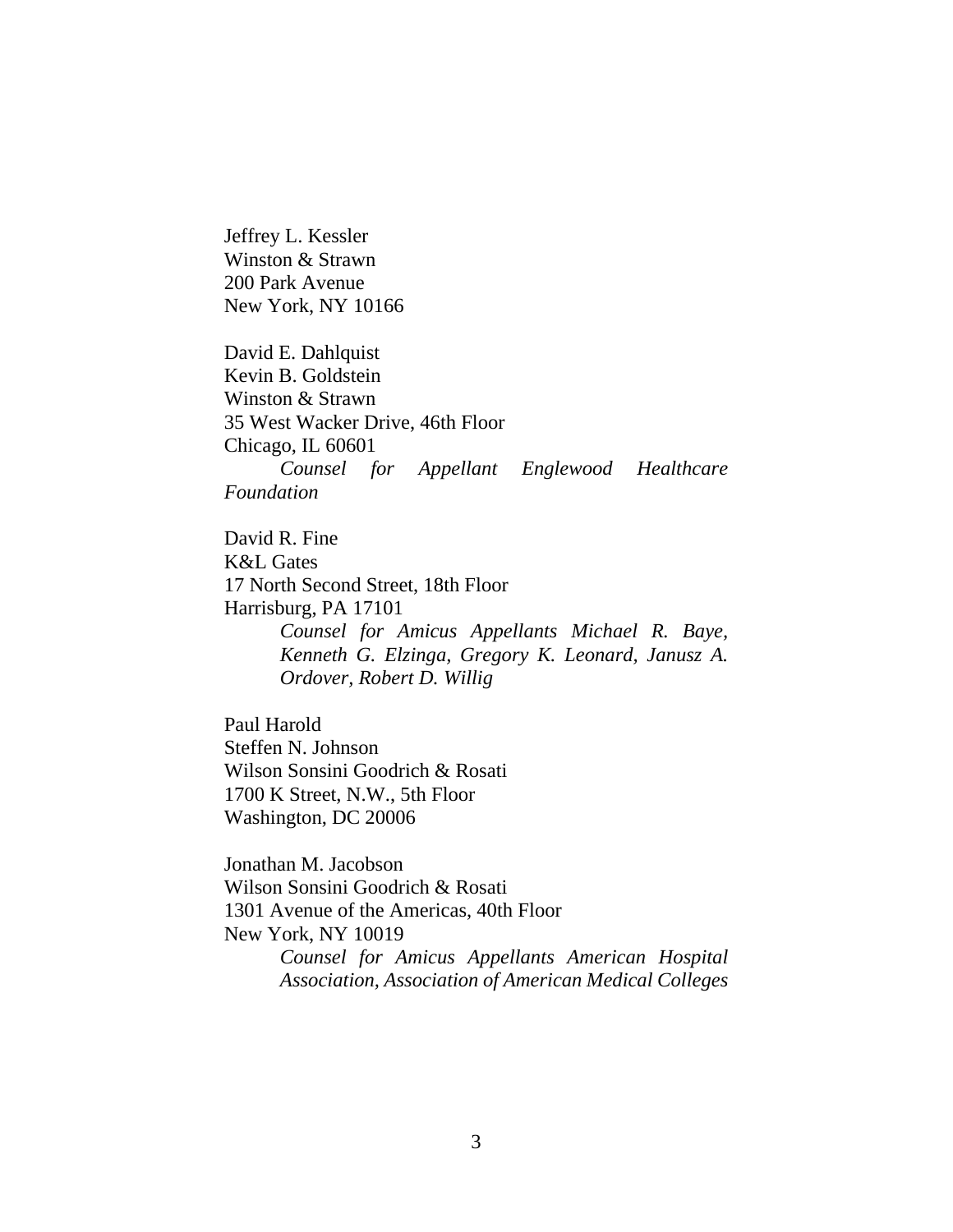Jeffrey L. Kessler
Winston & Strawn
200 Park Avenue
New York, NY 10166

David E. Dahlquist
Kevin B. Goldstein
Winston & Strawn
35 West Wacker Drive, 46th Floor
Chicago, IL 60601
*Counsel for Appellant Englewood Healthcare Foundation*

David R. Fine
K&L Gates
17 North Second Street, 18th Floor
Harrisburg, PA 17101
*Counsel for Amicus Appellants Michael R. Baye, Kenneth G. Elzinga, Gregory K. Leonard, Janusz A. Ordover, Robert D. Willig*

Paul Harold
Steffen N. Johnson
Wilson Sonsini Goodrich & Rosati
1700 K Street, N.W., 5th Floor
Washington, DC 20006

Jonathan M. Jacobson
Wilson Sonsini Goodrich & Rosati
1301 Avenue of the Americas, 40th Floor
New York, NY 10019
*Counsel for Amicus Appellants American Hospital Association, Association of American Medical Colleges*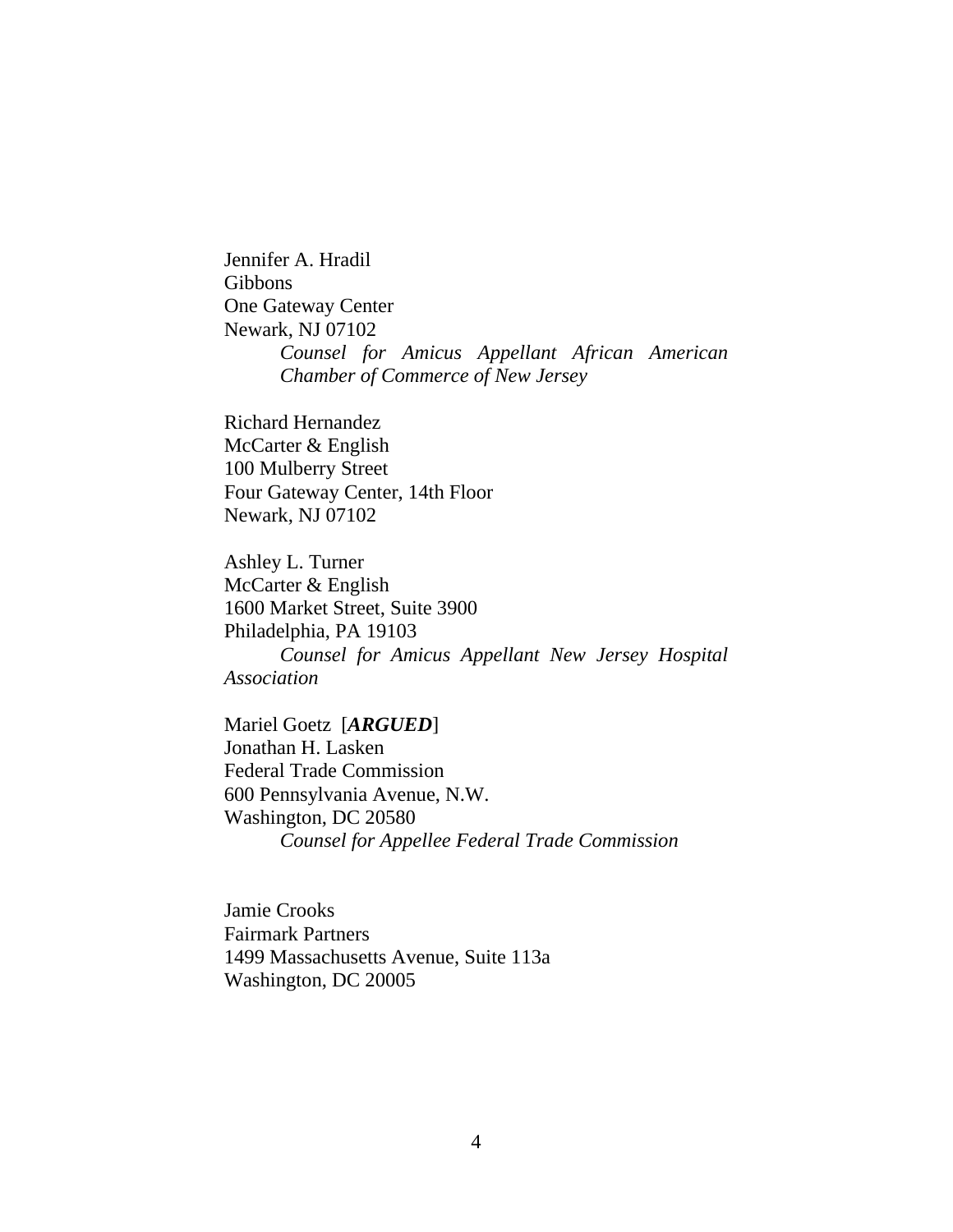Jennifer A. Hradil
Gibbons
One Gateway Center
Newark, NJ 07102
*Counsel for Amicus Appellant African American Chamber of Commerce of New Jersey*

Richard Hernandez
McCarter & English
100 Mulberry Street
Four Gateway Center, 14th Floor
Newark, NJ 07102

Ashley L. Turner
McCarter & English
1600 Market Street, Suite 3900
Philadelphia, PA 19103
*Counsel for Amicus Appellant New Jersey Hospital Association*

Mariel Goetz [***ARGUED***]
Jonathan H. Lasken
Federal Trade Commission
600 Pennsylvania Avenue, N.W.
Washington, DC 20580
*Counsel for Appellee Federal Trade Commission*

Jamie Crooks
Fairmark Partners
1499 Massachusetts Avenue, Suite 113a
Washington, DC 20005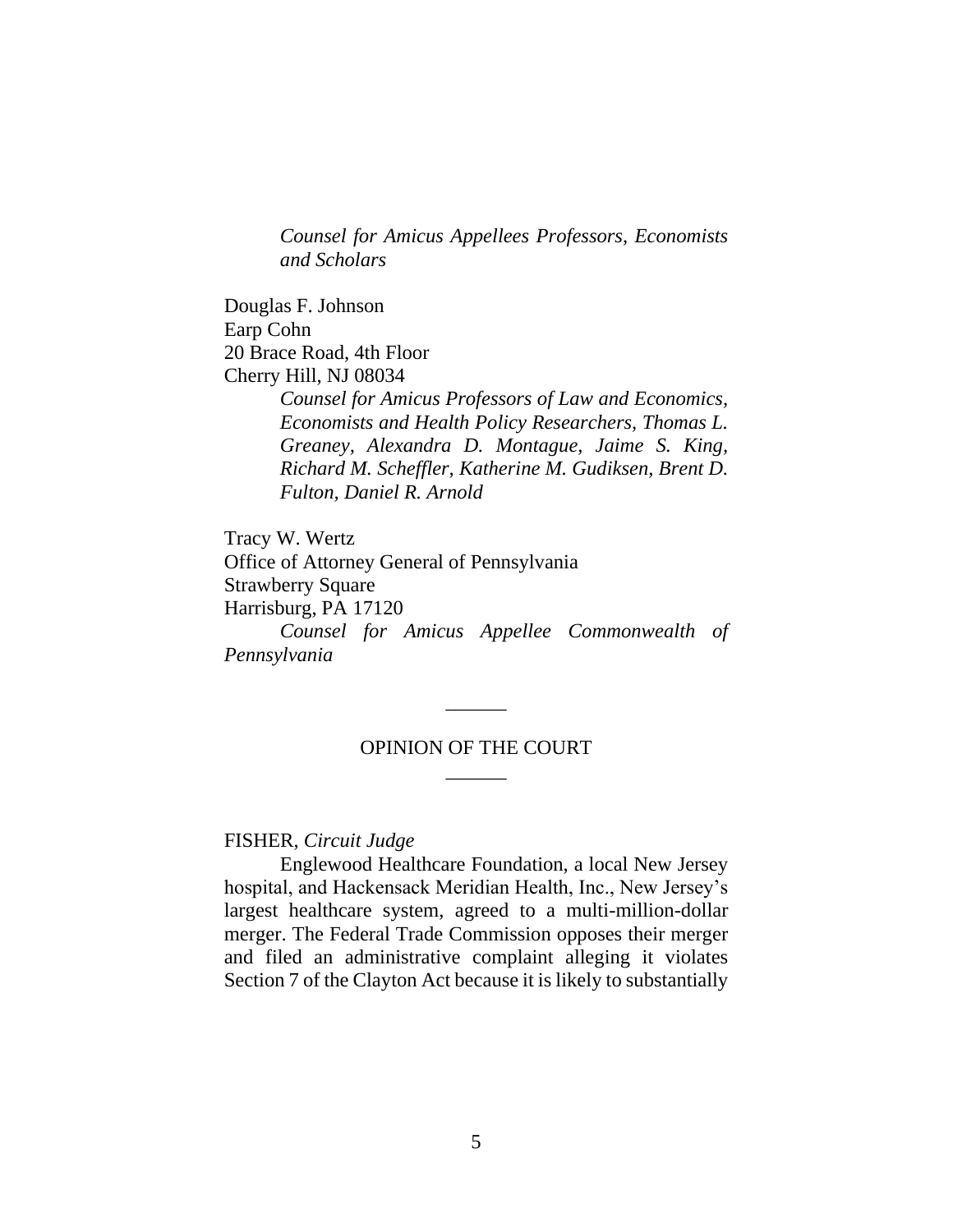*Counsel for Amicus Appellees Professors, Economists and Scholars*

Douglas F. Johnson
Earp Cohn
20 Brace Road, 4th Floor
Cherry Hill, NJ 08034

*Counsel for Amicus Professors of Law and Economics, Economists and Health Policy Researchers, Thomas L. Greaney, Alexandra D. Montague, Jaime S. King, Richard M. Scheffler, Katherine M. Gudiksen, Brent D. Fulton, Daniel R. Arnold*

Tracy W. Wertz
Office of Attorney General of Pennsylvania
Strawberry Square
Harrisburg, PA 17120

*Counsel for Amicus Appellee Commonwealth of Pennsylvania*

______

OPINION OF THE COURT

______

FISHER, *Circuit Judge*

Englewood Healthcare Foundation, a local New Jersey hospital, and Hackensack Meridian Health, Inc., New Jersey's largest healthcare system, agreed to a multi-million-dollar merger. The Federal Trade Commission opposes their merger and filed an administrative complaint alleging it violates Section 7 of the Clayton Act because it is likely to substantially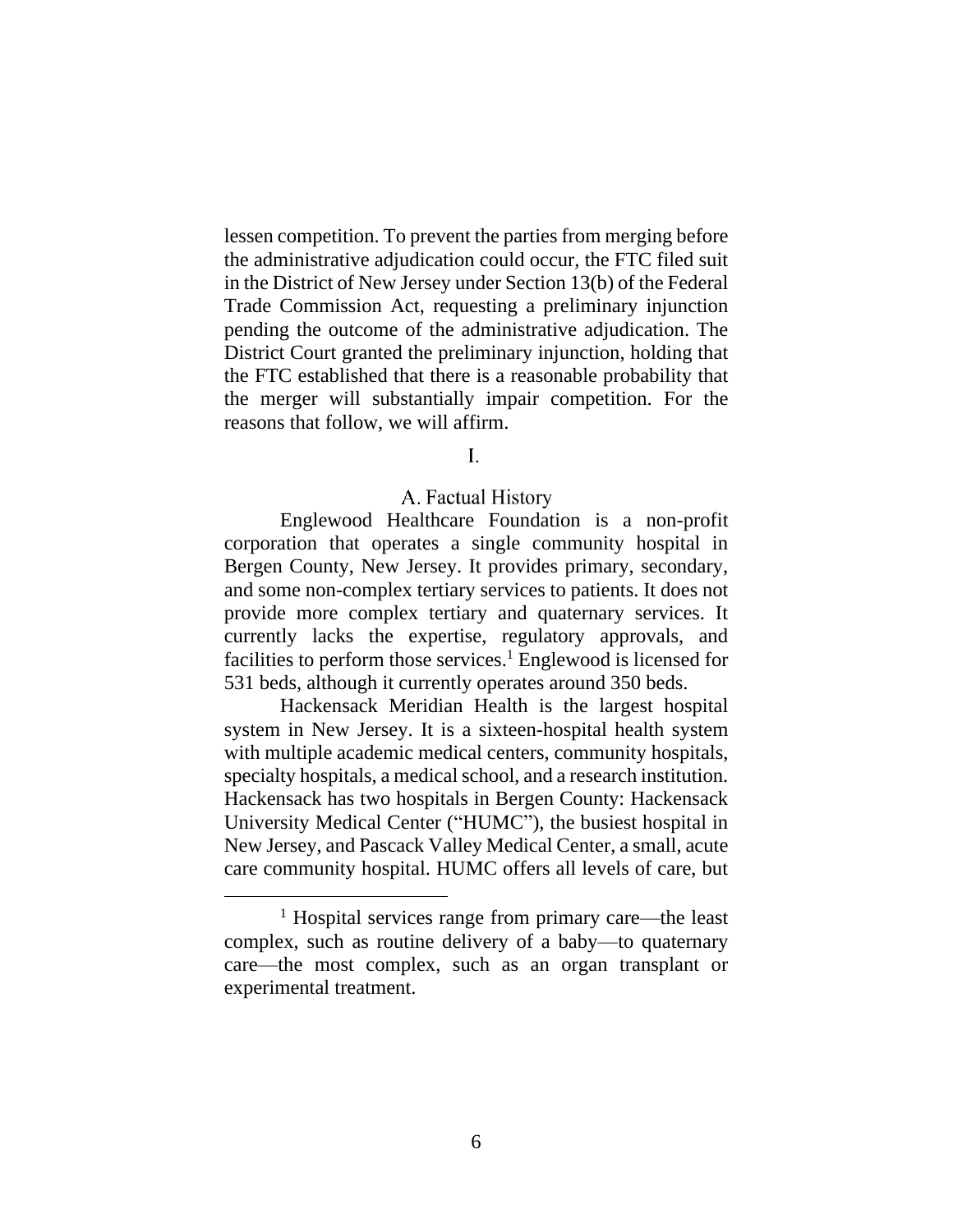lessen competition. To prevent the parties from merging before the administrative adjudication could occur, the FTC filed suit in the District of New Jersey under Section 13(b) of the Federal Trade Commission Act, requesting a preliminary injunction pending the outcome of the administrative adjudication. The District Court granted the preliminary injunction, holding that the FTC established that there is a reasonable probability that the merger will substantially impair competition. For the reasons that follow, we will affirm.

## I.

### A. Factual History

Englewood Healthcare Foundation is a non-profit corporation that operates a single community hospital in Bergen County, New Jersey. It provides primary, secondary, and some non-complex tertiary services to patients. It does not provide more complex tertiary and quaternary services. It currently lacks the expertise, regulatory approvals, and facilities to perform those services.[1] Englewood is licensed for 531 beds, although it currently operates around 350 beds.

Hackensack Meridian Health is the largest hospital system in New Jersey. It is a sixteen-hospital health system with multiple academic medical centers, community hospitals, specialty hospitals, a medical school, and a research institution. Hackensack has two hospitals in Bergen County: Hackensack University Medical Center ("HUMC"), the busiest hospital in New Jersey, and Pascack Valley Medical Center, a small, acute care community hospital. HUMC offers all levels of care, but

[1] Hospital services range from primary care—the least complex, such as routine delivery of a baby—to quaternary care—the most complex, such as an organ transplant or experimental treatment.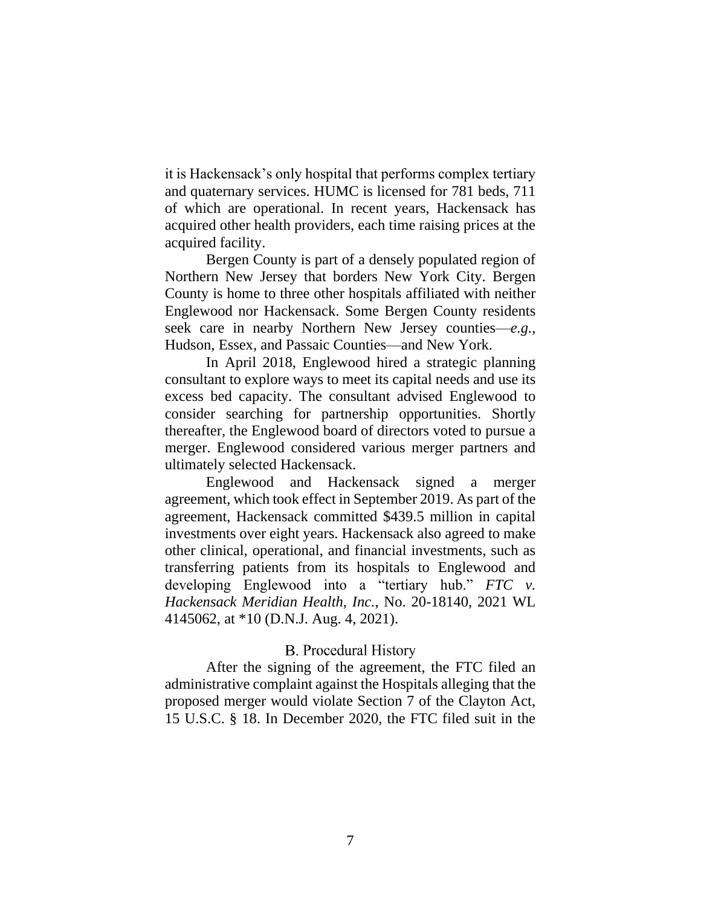it is Hackensack's only hospital that performs complex tertiary and quaternary services. HUMC is licensed for 781 beds, 711 of which are operational. In recent years, Hackensack has acquired other health providers, each time raising prices at the acquired facility.

Bergen County is part of a densely populated region of Northern New Jersey that borders New York City. Bergen County is home to three other hospitals affiliated with neither Englewood nor Hackensack. Some Bergen County residents seek care in nearby Northern New Jersey counties—*e.g.*, Hudson, Essex, and Passaic Counties—and New York.

In April 2018, Englewood hired a strategic planning consultant to explore ways to meet its capital needs and use its excess bed capacity. The consultant advised Englewood to consider searching for partnership opportunities. Shortly thereafter, the Englewood board of directors voted to pursue a merger. Englewood considered various merger partners and ultimately selected Hackensack.

Englewood and Hackensack signed a merger agreement, which took effect in September 2019. As part of the agreement, Hackensack committed $439.5 million in capital investments over eight years. Hackensack also agreed to make other clinical, operational, and financial investments, such as transferring patients from its hospitals to Englewood and developing Englewood into a "tertiary hub." *FTC v. Hackensack Meridian Health, Inc.*, No. 20-18140, 2021 WL 4145062, at *10 (D.N.J. Aug. 4, 2021).

### B. Procedural History

After the signing of the agreement, the FTC filed an administrative complaint against the Hospitals alleging that the proposed merger would violate Section 7 of the Clayton Act, 15 U.S.C. § 18. In December 2020, the FTC filed suit in the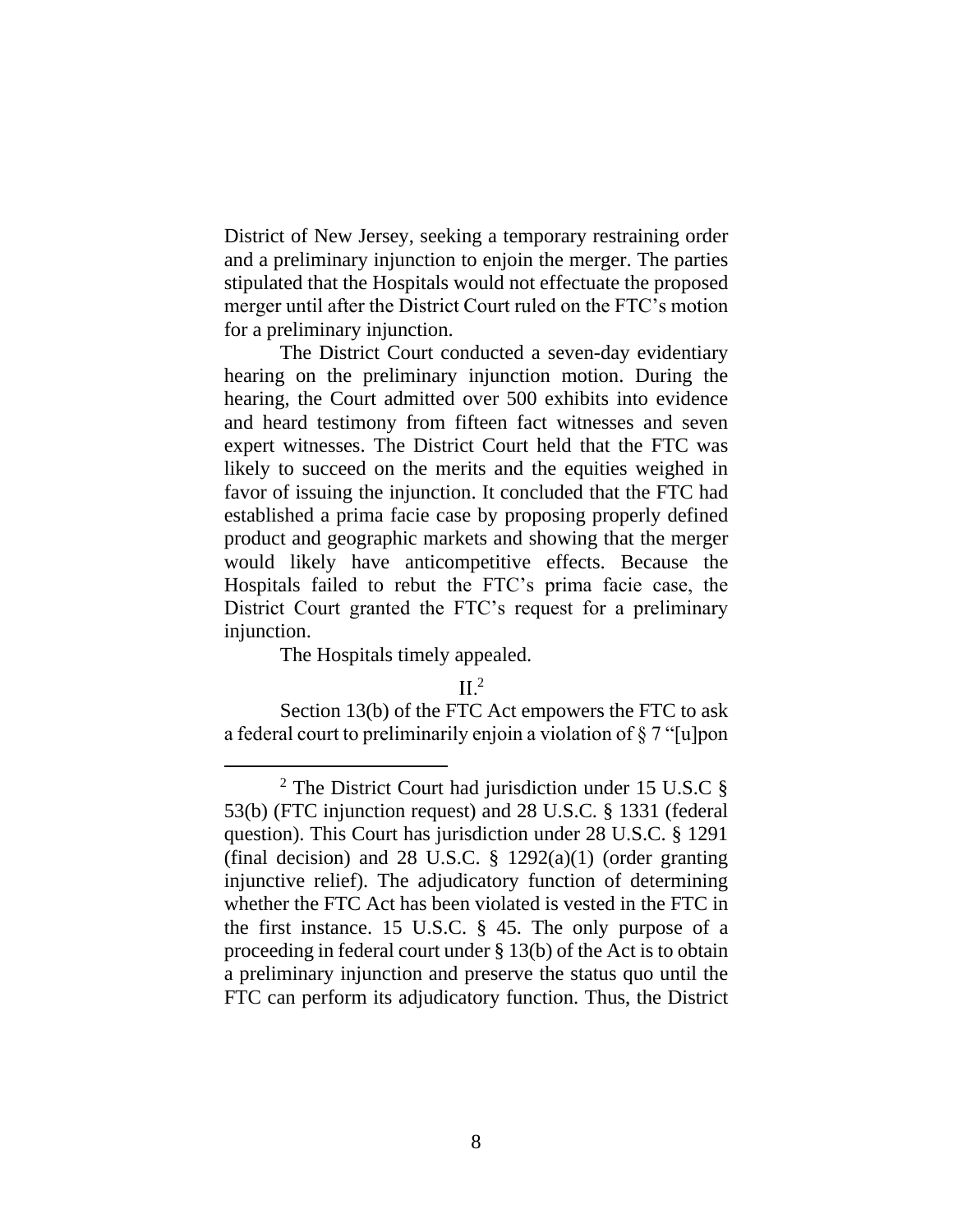District of New Jersey, seeking a temporary restraining order and a preliminary injunction to enjoin the merger. The parties stipulated that the Hospitals would not effectuate the proposed merger until after the District Court ruled on the FTC's motion for a preliminary injunction.

The District Court conducted a seven-day evidentiary hearing on the preliminary injunction motion. During the hearing, the Court admitted over 500 exhibits into evidence and heard testimony from fifteen fact witnesses and seven expert witnesses. The District Court held that the FTC was likely to succeed on the merits and the equities weighed in favor of issuing the injunction. It concluded that the FTC had established a prima facie case by proposing properly defined product and geographic markets and showing that the merger would likely have anticompetitive effects. Because the Hospitals failed to rebut the FTC's prima facie case, the District Court granted the FTC's request for a preliminary injunction.

The Hospitals timely appealed.

## II.[2]

Section 13(b) of the FTC Act empowers the FTC to ask a federal court to preliminarily enjoin a violation of § 7 "[u]pon

[2] The District Court had jurisdiction under 15 U.S.C § 53(b) (FTC injunction request) and 28 U.S.C. § 1331 (federal question). This Court has jurisdiction under 28 U.S.C. § 1291 (final decision) and 28 U.S.C. § 1292(a)(1) (order granting injunctive relief). The adjudicatory function of determining whether the FTC Act has been violated is vested in the FTC in the first instance. 15 U.S.C. § 45. The only purpose of a proceeding in federal court under § 13(b) of the Act is to obtain a preliminary injunction and preserve the status quo until the FTC can perform its adjudicatory function. Thus, the District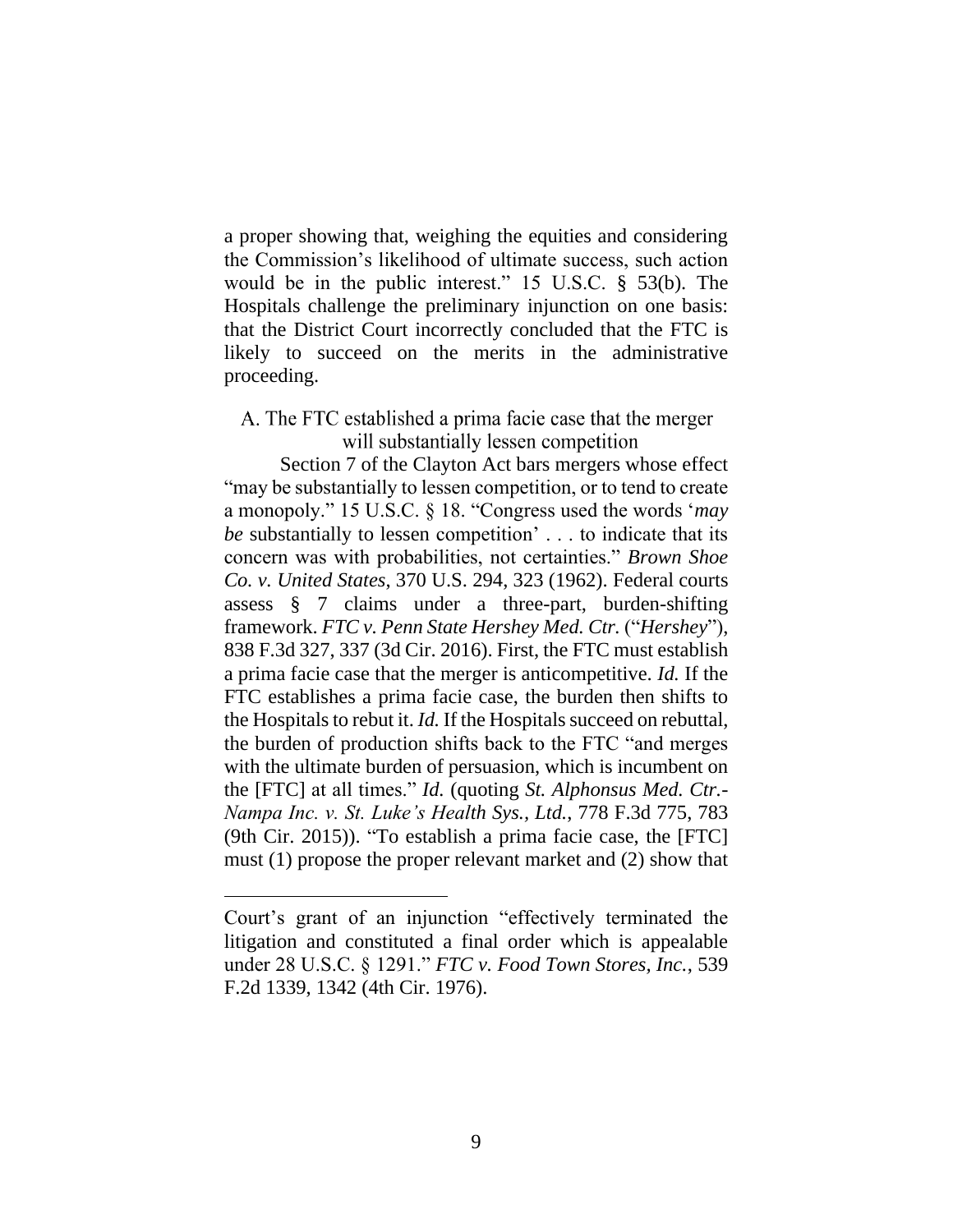a proper showing that, weighing the equities and considering the Commission's likelihood of ultimate success, such action would be in the public interest." 15 U.S.C. § 53(b). The Hospitals challenge the preliminary injunction on one basis: that the District Court incorrectly concluded that the FTC is likely to succeed on the merits in the administrative proceeding.

### A. The FTC established a prima facie case that the merger will substantially lessen competition

Section 7 of the Clayton Act bars mergers whose effect "may be substantially to lessen competition, or to tend to create a monopoly." 15 U.S.C. § 18. "Congress used the words '*may be* substantially to lessen competition' . . . to indicate that its concern was with probabilities, not certainties." *Brown Shoe Co. v. United States*, 370 U.S. 294, 323 (1962). Federal courts assess § 7 claims under a three-part, burden-shifting framework. *FTC v. Penn State Hershey Med. Ctr.* ("*Hershey*"), 838 F.3d 327, 337 (3d Cir. 2016). First, the FTC must establish a prima facie case that the merger is anticompetitive. *Id.* If the FTC establishes a prima facie case, the burden then shifts to the Hospitals to rebut it. *Id.* If the Hospitals succeed on rebuttal, the burden of production shifts back to the FTC "and merges with the ultimate burden of persuasion, which is incumbent on the [FTC] at all times." *Id.* (quoting *St. Alphonsus Med. Ctr.-Nampa Inc. v. St. Luke's Health Sys., Ltd.*, 778 F.3d 775, 783 (9th Cir. 2015)). "To establish a prima facie case, the [FTC] must (1) propose the proper relevant market and (2) show that

---

Court's grant of an injunction "effectively terminated the litigation and constituted a final order which is appealable under 28 U.S.C. § 1291." *FTC v. Food Town Stores, Inc.*, 539 F.2d 1339, 1342 (4th Cir. 1976).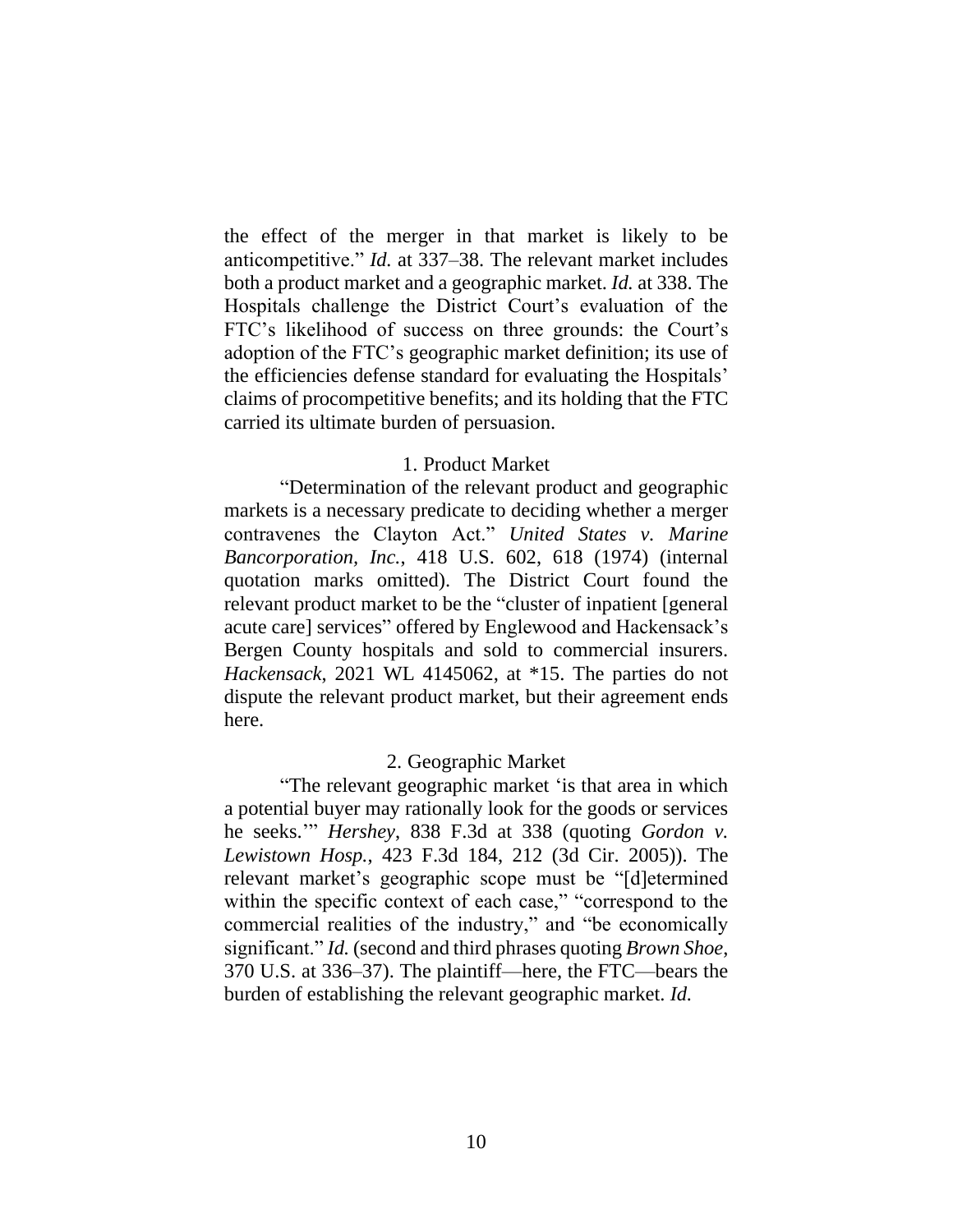the effect of the merger in that market is likely to be anticompetitive." *Id.* at 337–38. The relevant market includes both a product market and a geographic market. *Id.* at 338. The Hospitals challenge the District Court's evaluation of the FTC's likelihood of success on three grounds: the Court's adoption of the FTC's geographic market definition; its use of the efficiencies defense standard for evaluating the Hospitals' claims of procompetitive benefits; and its holding that the FTC carried its ultimate burden of persuasion.

### 1. Product Market

"Determination of the relevant product and geographic markets is a necessary predicate to deciding whether a merger contravenes the Clayton Act." *United States v. Marine Bancorporation, Inc.*, 418 U.S. 602, 618 (1974) (internal quotation marks omitted). The District Court found the relevant product market to be the "cluster of inpatient [general acute care] services" offered by Englewood and Hackensack's Bergen County hospitals and sold to commercial insurers. *Hackensack*, 2021 WL 4145062, at *15. The parties do not dispute the relevant product market, but their agreement ends here.

### 2. Geographic Market

"The relevant geographic market 'is that area in which a potential buyer may rationally look for the goods or services he seeks.'" *Hershey*, 838 F.3d at 338 (quoting *Gordon v. Lewistown Hosp.*, 423 F.3d 184, 212 (3d Cir. 2005)). The relevant market's geographic scope must be "[d]etermined within the specific context of each case," "correspond to the commercial realities of the industry," and "be economically significant." *Id.* (second and third phrases quoting *Brown Shoe*, 370 U.S. at 336–37). The plaintiff—here, the FTC—bears the burden of establishing the relevant geographic market. *Id.*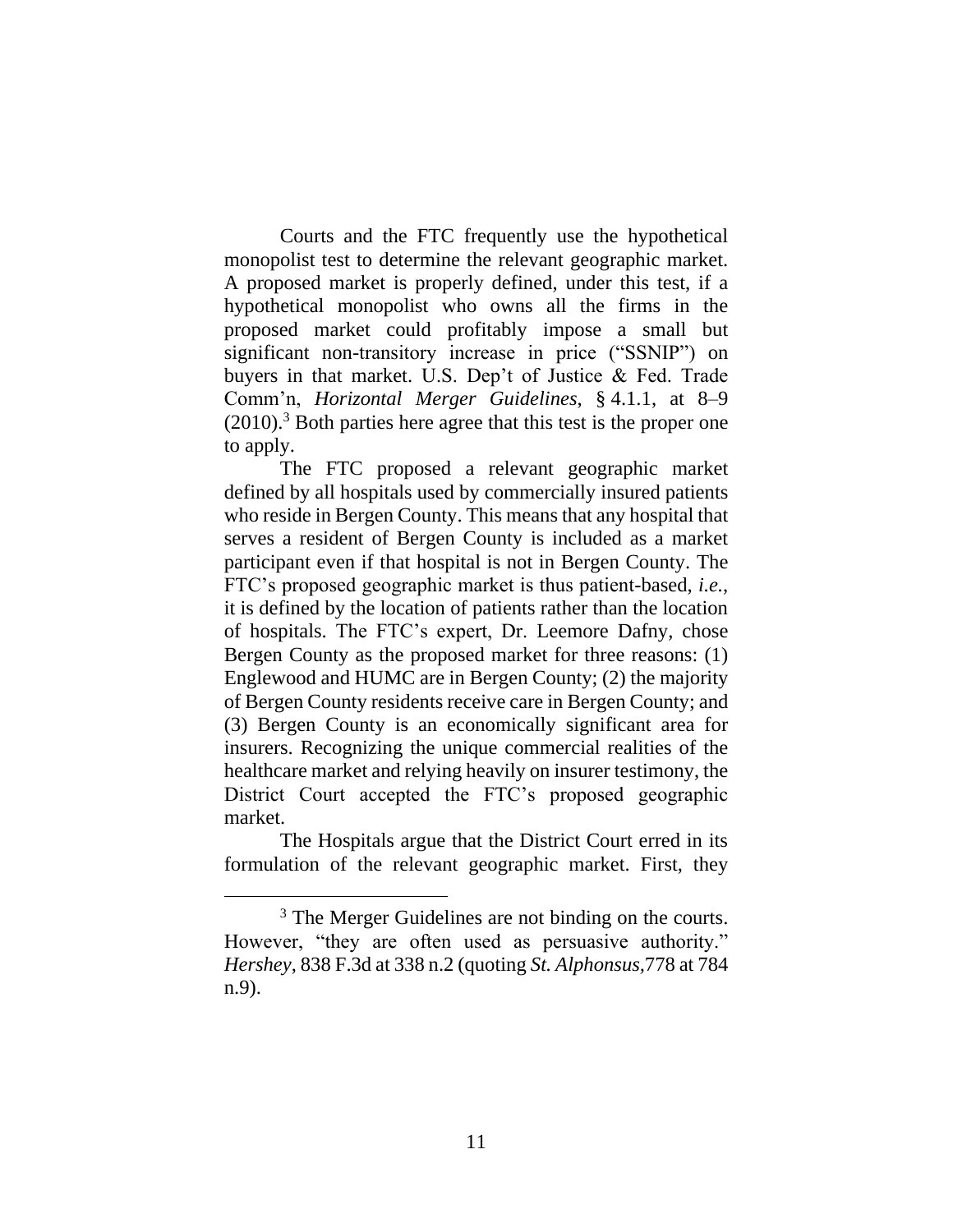Courts and the FTC frequently use the hypothetical monopolist test to determine the relevant geographic market. A proposed market is properly defined, under this test, if a hypothetical monopolist who owns all the firms in the proposed market could profitably impose a small but significant non-transitory increase in price ("SSNIP") on buyers in that market. U.S. Dep't of Justice & Fed. Trade Comm'n, *Horizontal Merger Guidelines*, § 4.1.1, at 8–9 (2010).[3] Both parties here agree that this test is the proper one to apply.

The FTC proposed a relevant geographic market defined by all hospitals used by commercially insured patients who reside in Bergen County. This means that any hospital that serves a resident of Bergen County is included as a market participant even if that hospital is not in Bergen County. The FTC's proposed geographic market is thus patient-based, *i.e.*, it is defined by the location of patients rather than the location of hospitals. The FTC's expert, Dr. Leemore Dafny, chose Bergen County as the proposed market for three reasons: (1) Englewood and HUMC are in Bergen County; (2) the majority of Bergen County residents receive care in Bergen County; and (3) Bergen County is an economically significant area for insurers. Recognizing the unique commercial realities of the healthcare market and relying heavily on insurer testimony, the District Court accepted the FTC's proposed geographic market.

The Hospitals argue that the District Court erred in its formulation of the relevant geographic market. First, they

---

[3] The Merger Guidelines are not binding on the courts. However, "they are often used as persuasive authority." *Hershey*, 838 F.3d at 338 n.2 (quoting *St. Alphonsus*,778 at 784 n.9).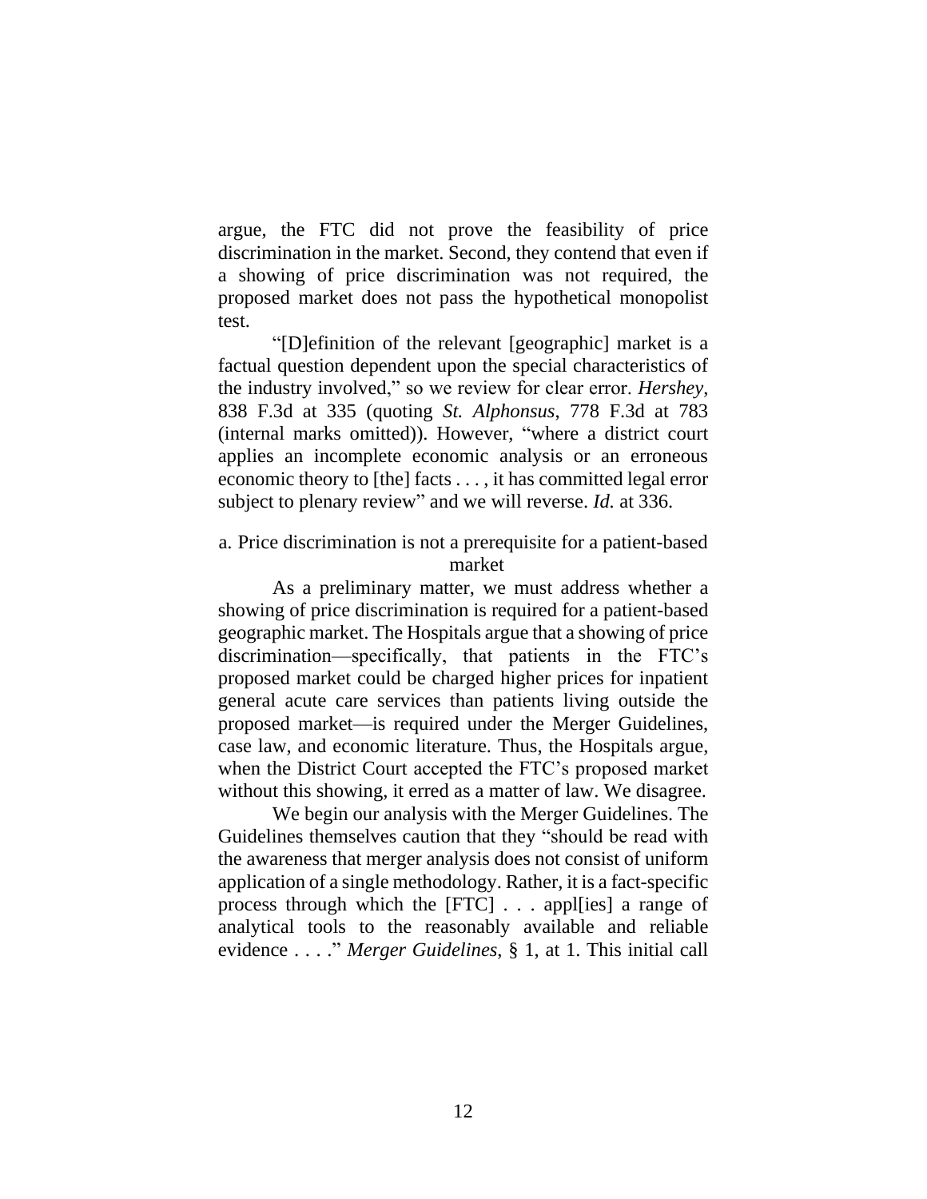argue, the FTC did not prove the feasibility of price discrimination in the market. Second, they contend that even if a showing of price discrimination was not required, the proposed market does not pass the hypothetical monopolist test.

"[D]efinition of the relevant [geographic] market is a factual question dependent upon the special characteristics of the industry involved," so we review for clear error. *Hershey*, 838 F.3d at 335 (quoting *St. Alphonsus*, 778 F.3d at 783 (internal marks omitted)). However, "where a district court applies an incomplete economic analysis or an erroneous economic theory to [the] facts . . . , it has committed legal error subject to plenary review" and we will reverse. *Id.* at 336.

### a. Price discrimination is not a prerequisite for a patient-based market

As a preliminary matter, we must address whether a showing of price discrimination is required for a patient-based geographic market. The Hospitals argue that a showing of price discrimination—specifically, that patients in the FTC's proposed market could be charged higher prices for inpatient general acute care services than patients living outside the proposed market—is required under the Merger Guidelines, case law, and economic literature. Thus, the Hospitals argue, when the District Court accepted the FTC's proposed market without this showing, it erred as a matter of law. We disagree.

We begin our analysis with the Merger Guidelines. The Guidelines themselves caution that they "should be read with the awareness that merger analysis does not consist of uniform application of a single methodology. Rather, it is a fact-specific process through which the [FTC] . . . appl[ies] a range of analytical tools to the reasonably available and reliable evidence . . . ." *Merger Guidelines*, § 1, at 1. This initial call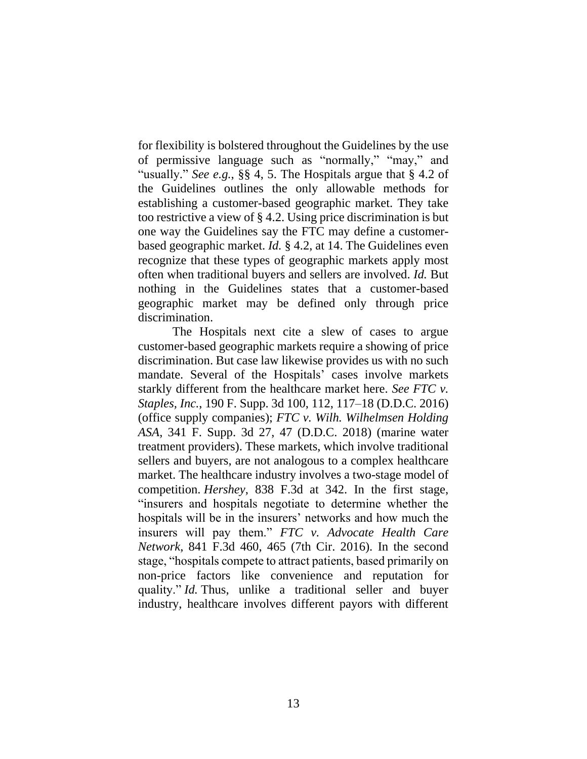for flexibility is bolstered throughout the Guidelines by the use of permissive language such as "normally," "may," and "usually." *See e.g.*, §§ 4, 5. The Hospitals argue that § 4.2 of the Guidelines outlines the only allowable methods for establishing a customer-based geographic market. They take too restrictive a view of § 4.2. Using price discrimination is but one way the Guidelines say the FTC may define a customer-based geographic market. *Id.* § 4.2, at 14. The Guidelines even recognize that these types of geographic markets apply most often when traditional buyers and sellers are involved. *Id.* But nothing in the Guidelines states that a customer-based geographic market may be defined only through price discrimination.

The Hospitals next cite a slew of cases to argue customer-based geographic markets require a showing of price discrimination. But case law likewise provides us with no such mandate. Several of the Hospitals' cases involve markets starkly different from the healthcare market here. *See FTC v. Staples, Inc.*, 190 F. Supp. 3d 100, 112, 117–18 (D.D.C. 2016) (office supply companies); *FTC v. Wilh. Wilhelmsen Holding ASA*, 341 F. Supp. 3d 27, 47 (D.D.C. 2018) (marine water treatment providers). These markets, which involve traditional sellers and buyers, are not analogous to a complex healthcare market. The healthcare industry involves a two-stage model of competition. *Hershey*, 838 F.3d at 342. In the first stage, "insurers and hospitals negotiate to determine whether the hospitals will be in the insurers' networks and how much the insurers will pay them." *FTC v. Advocate Health Care Network*, 841 F.3d 460, 465 (7th Cir. 2016). In the second stage, "hospitals compete to attract patients, based primarily on non-price factors like convenience and reputation for quality." *Id.* Thus, unlike a traditional seller and buyer industry, healthcare involves different payors with different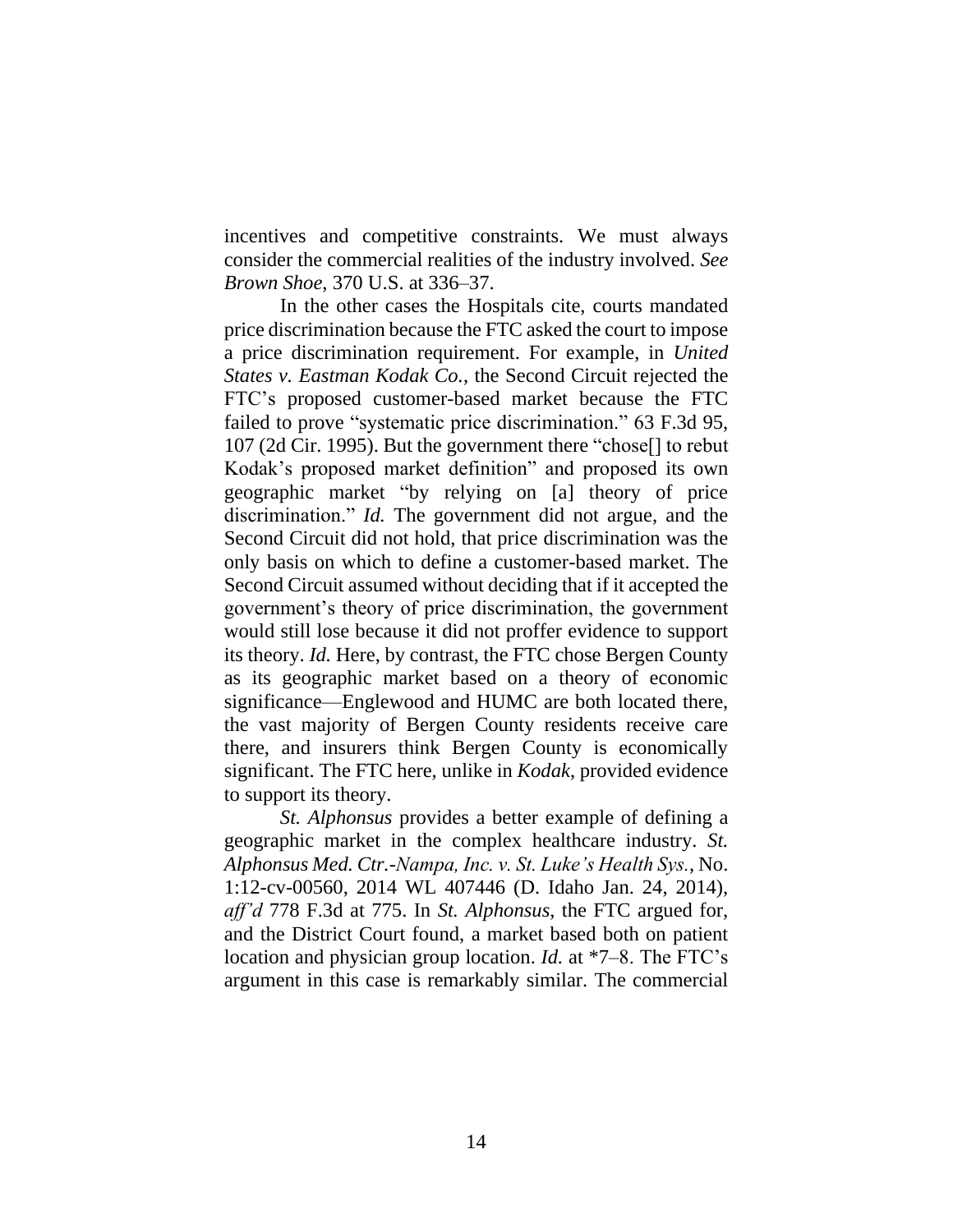incentives and competitive constraints. We must always consider the commercial realities of the industry involved. *See Brown Shoe*, 370 U.S. at 336–37.

In the other cases the Hospitals cite, courts mandated price discrimination because the FTC asked the court to impose a price discrimination requirement. For example, in *United States v. Eastman Kodak Co.*, the Second Circuit rejected the FTC's proposed customer-based market because the FTC failed to prove "systematic price discrimination." 63 F.3d 95, 107 (2d Cir. 1995). But the government there "chose[] to rebut Kodak's proposed market definition" and proposed its own geographic market "by relying on [a] theory of price discrimination." *Id.* The government did not argue, and the Second Circuit did not hold, that price discrimination was the only basis on which to define a customer-based market. The Second Circuit assumed without deciding that if it accepted the government's theory of price discrimination, the government would still lose because it did not proffer evidence to support its theory. *Id.* Here, by contrast, the FTC chose Bergen County as its geographic market based on a theory of economic significance—Englewood and HUMC are both located there, the vast majority of Bergen County residents receive care there, and insurers think Bergen County is economically significant. The FTC here, unlike in *Kodak*, provided evidence to support its theory.

*St. Alphonsus* provides a better example of defining a geographic market in the complex healthcare industry. *St. Alphonsus Med. Ctr.-Nampa, Inc. v. St. Luke's Health Sys.*, No. 1:12-cv-00560, 2014 WL 407446 (D. Idaho Jan. 24, 2014), *aff'd* 778 F.3d at 775. In *St. Alphonsus*, the FTC argued for, and the District Court found, a market based both on patient location and physician group location. *Id.* at \*7–8. The FTC's argument in this case is remarkably similar. The commercial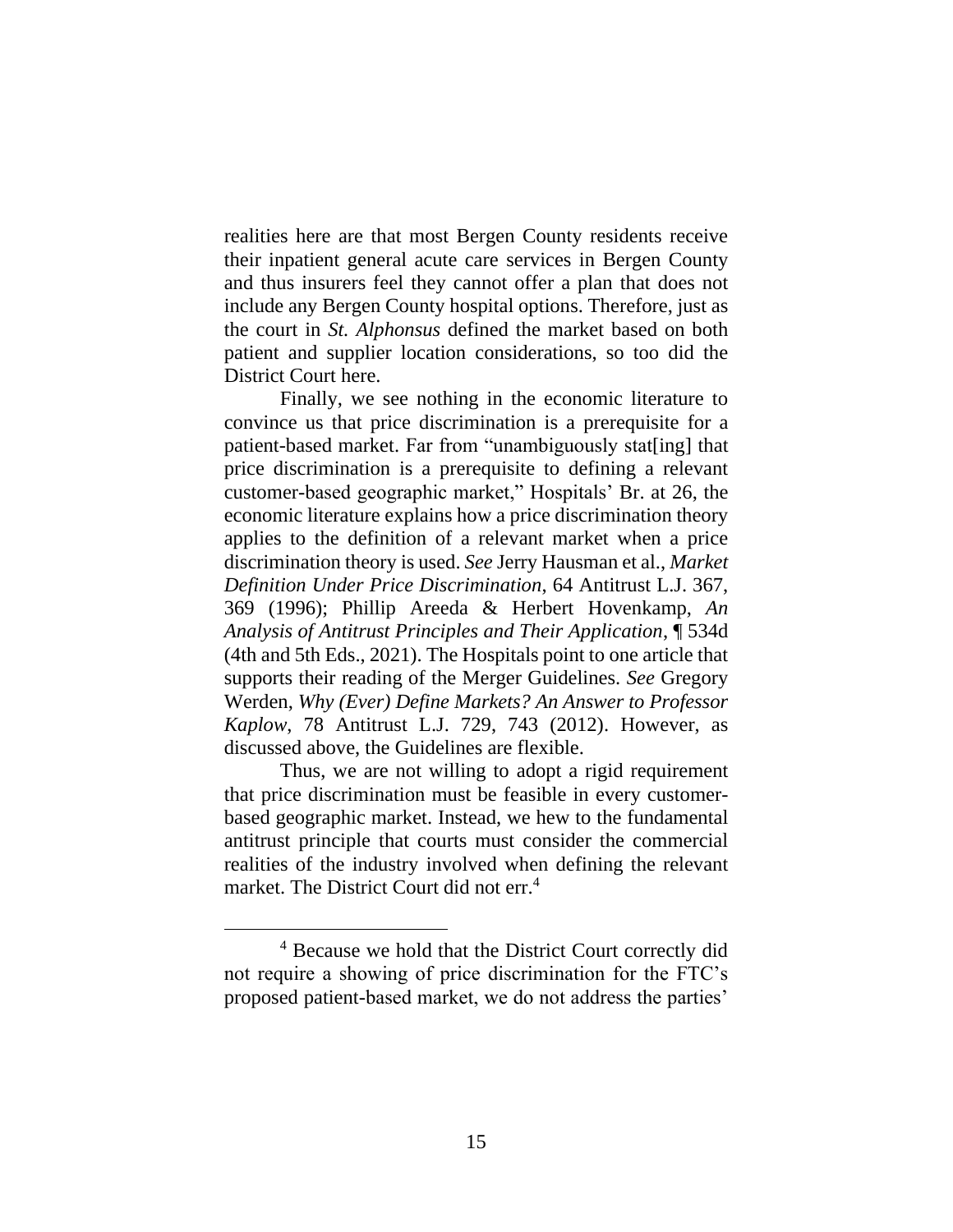realities here are that most Bergen County residents receive their inpatient general acute care services in Bergen County and thus insurers feel they cannot offer a plan that does not include any Bergen County hospital options. Therefore, just as the court in *St. Alphonsus* defined the market based on both patient and supplier location considerations, so too did the District Court here.

Finally, we see nothing in the economic literature to convince us that price discrimination is a prerequisite for a patient-based market. Far from "unambiguously stat[ing] that price discrimination is a prerequisite to defining a relevant customer-based geographic market," Hospitals' Br. at 26, the economic literature explains how a price discrimination theory applies to the definition of a relevant market when a price discrimination theory is used. *See* Jerry Hausman et al., *Market Definition Under Price Discrimination*, 64 Antitrust L.J. 367, 369 (1996); Phillip Areeda & Herbert Hovenkamp, *An Analysis of Antitrust Principles and Their Application*, ¶ 534d (4th and 5th Eds., 2021). The Hospitals point to one article that supports their reading of the Merger Guidelines. *See* Gregory Werden, *Why (Ever) Define Markets? An Answer to Professor Kaplow*, 78 Antitrust L.J. 729, 743 (2012). However, as discussed above, the Guidelines are flexible.

Thus, we are not willing to adopt a rigid requirement that price discrimination must be feasible in every customer-based geographic market. Instead, we hew to the fundamental antitrust principle that courts must consider the commercial realities of the industry involved when defining the relevant market. The District Court did not err.[4]

---

[4] Because we hold that the District Court correctly did not require a showing of price discrimination for the FTC's proposed patient-based market, we do not address the parties'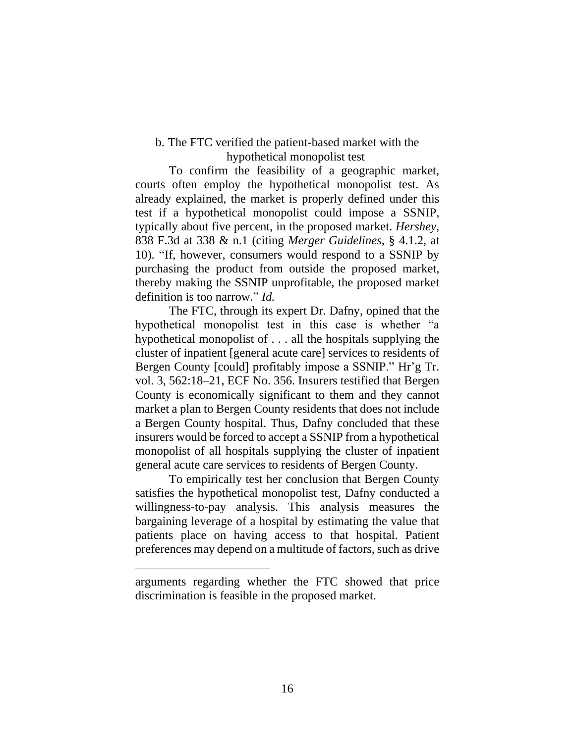b. The FTC verified the patient-based market with the hypothetical monopolist test

To confirm the feasibility of a geographic market, courts often employ the hypothetical monopolist test. As already explained, the market is properly defined under this test if a hypothetical monopolist could impose a SSNIP, typically about five percent, in the proposed market. *Hershey*, 838 F.3d at 338 & n.1 (citing *Merger Guidelines*, § 4.1.2, at 10). "If, however, consumers would respond to a SSNIP by purchasing the product from outside the proposed market, thereby making the SSNIP unprofitable, the proposed market definition is too narrow." *Id.*

The FTC, through its expert Dr. Dafny, opined that the hypothetical monopolist test in this case is whether "a hypothetical monopolist of . . . all the hospitals supplying the cluster of inpatient [general acute care] services to residents of Bergen County [could] profitably impose a SSNIP." Hr'g Tr. vol. 3, 562:18–21, ECF No. 356. Insurers testified that Bergen County is economically significant to them and they cannot market a plan to Bergen County residents that does not include a Bergen County hospital. Thus, Dafny concluded that these insurers would be forced to accept a SSNIP from a hypothetical monopolist of all hospitals supplying the cluster of inpatient general acute care services to residents of Bergen County.

To empirically test her conclusion that Bergen County satisfies the hypothetical monopolist test, Dafny conducted a willingness-to-pay analysis. This analysis measures the bargaining leverage of a hospital by estimating the value that patients place on having access to that hospital. Patient preferences may depend on a multitude of factors, such as drive

---

arguments regarding whether the FTC showed that price discrimination is feasible in the proposed market.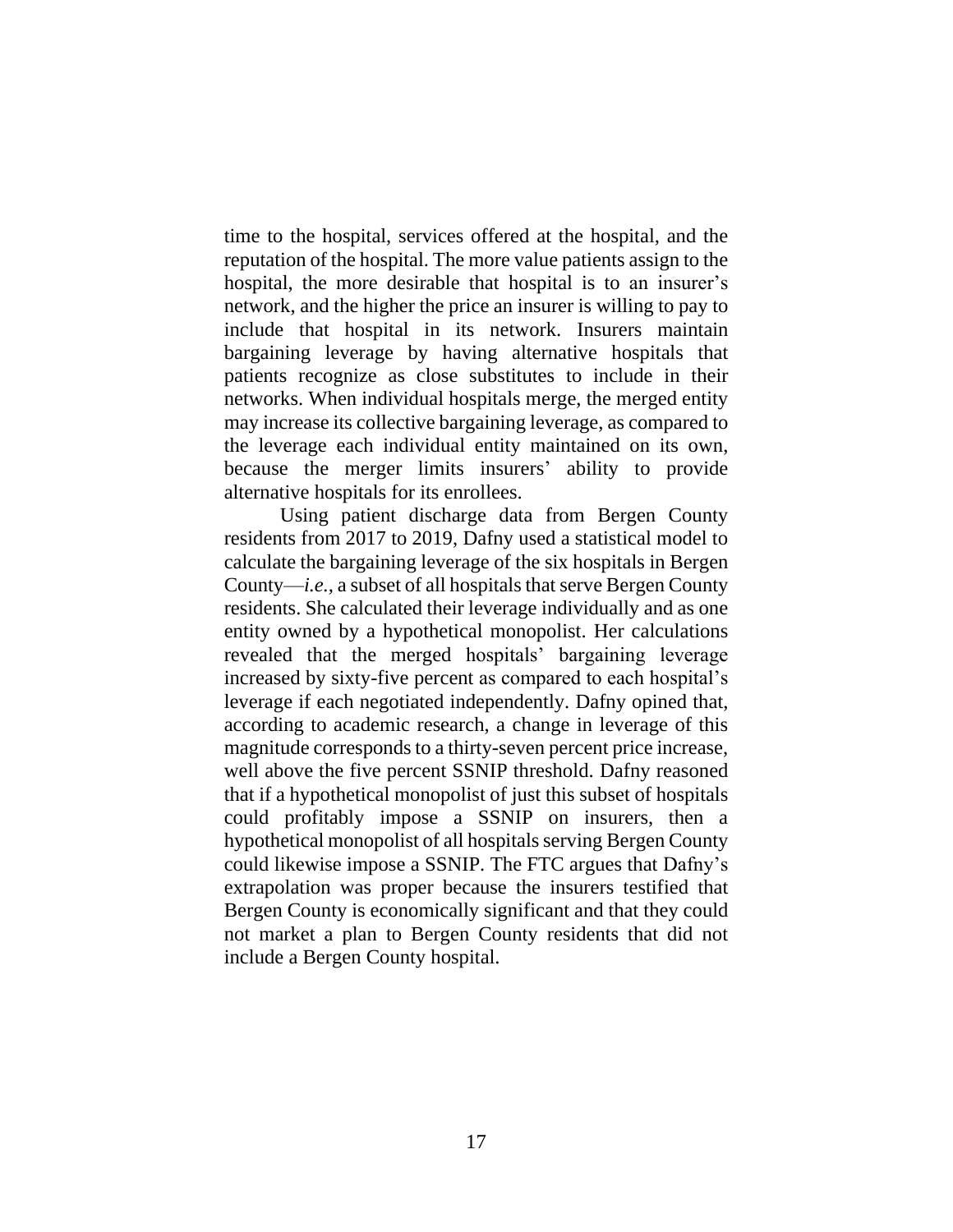time to the hospital, services offered at the hospital, and the reputation of the hospital. The more value patients assign to the hospital, the more desirable that hospital is to an insurer's network, and the higher the price an insurer is willing to pay to include that hospital in its network. Insurers maintain bargaining leverage by having alternative hospitals that patients recognize as close substitutes to include in their networks. When individual hospitals merge, the merged entity may increase its collective bargaining leverage, as compared to the leverage each individual entity maintained on its own, because the merger limits insurers' ability to provide alternative hospitals for its enrollees.

Using patient discharge data from Bergen County residents from 2017 to 2019, Dafny used a statistical model to calculate the bargaining leverage of the six hospitals in Bergen County—*i.e.*, a subset of all hospitals that serve Bergen County residents. She calculated their leverage individually and as one entity owned by a hypothetical monopolist. Her calculations revealed that the merged hospitals' bargaining leverage increased by sixty-five percent as compared to each hospital's leverage if each negotiated independently. Dafny opined that, according to academic research, a change in leverage of this magnitude corresponds to a thirty-seven percent price increase, well above the five percent SSNIP threshold. Dafny reasoned that if a hypothetical monopolist of just this subset of hospitals could profitably impose a SSNIP on insurers, then a hypothetical monopolist of all hospitals serving Bergen County could likewise impose a SSNIP. The FTC argues that Dafny's extrapolation was proper because the insurers testified that Bergen County is economically significant and that they could not market a plan to Bergen County residents that did not include a Bergen County hospital.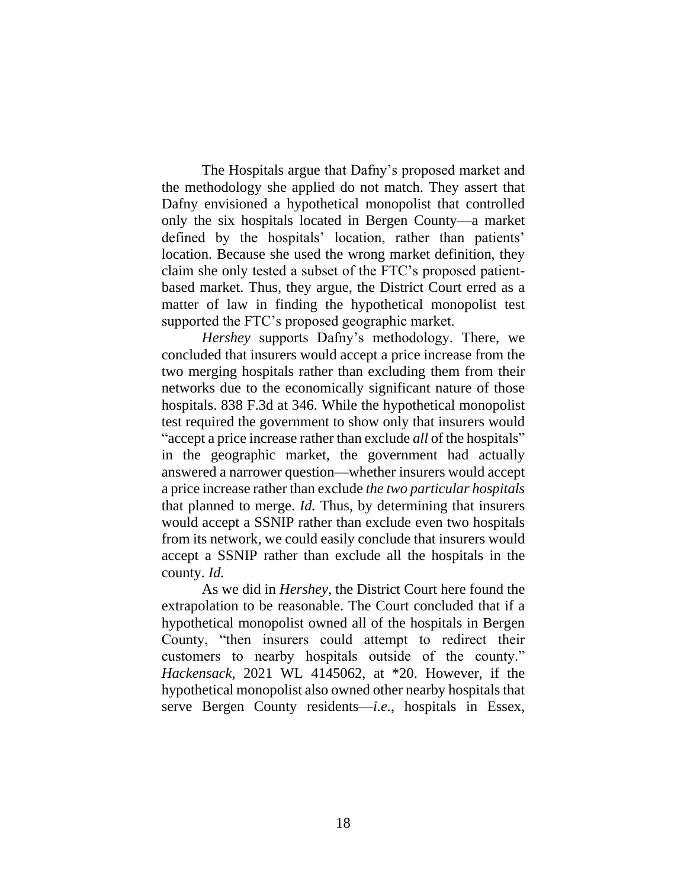The Hospitals argue that Dafny's proposed market and the methodology she applied do not match. They assert that Dafny envisioned a hypothetical monopolist that controlled only the six hospitals located in Bergen County—a market defined by the hospitals' location, rather than patients' location. Because she used the wrong market definition, they claim she only tested a subset of the FTC's proposed patient-based market. Thus, they argue, the District Court erred as a matter of law in finding the hypothetical monopolist test supported the FTC's proposed geographic market.

*Hershey* supports Dafny's methodology. There, we concluded that insurers would accept a price increase from the two merging hospitals rather than excluding them from their networks due to the economically significant nature of those hospitals. 838 F.3d at 346. While the hypothetical monopolist test required the government to show only that insurers would "accept a price increase rather than exclude *all* of the hospitals" in the geographic market, the government had actually answered a narrower question—whether insurers would accept a price increase rather than exclude *the two particular hospitals* that planned to merge. *Id.* Thus, by determining that insurers would accept a SSNIP rather than exclude even two hospitals from its network, we could easily conclude that insurers would accept a SSNIP rather than exclude all the hospitals in the county. *Id.*

As we did in *Hershey*, the District Court here found the extrapolation to be reasonable. The Court concluded that if a hypothetical monopolist owned all of the hospitals in Bergen County, "then insurers could attempt to redirect their customers to nearby hospitals outside of the county." *Hackensack*, 2021 WL 4145062, at *20. However, if the hypothetical monopolist also owned other nearby hospitals that serve Bergen County residents—*i.e.*, hospitals in Essex,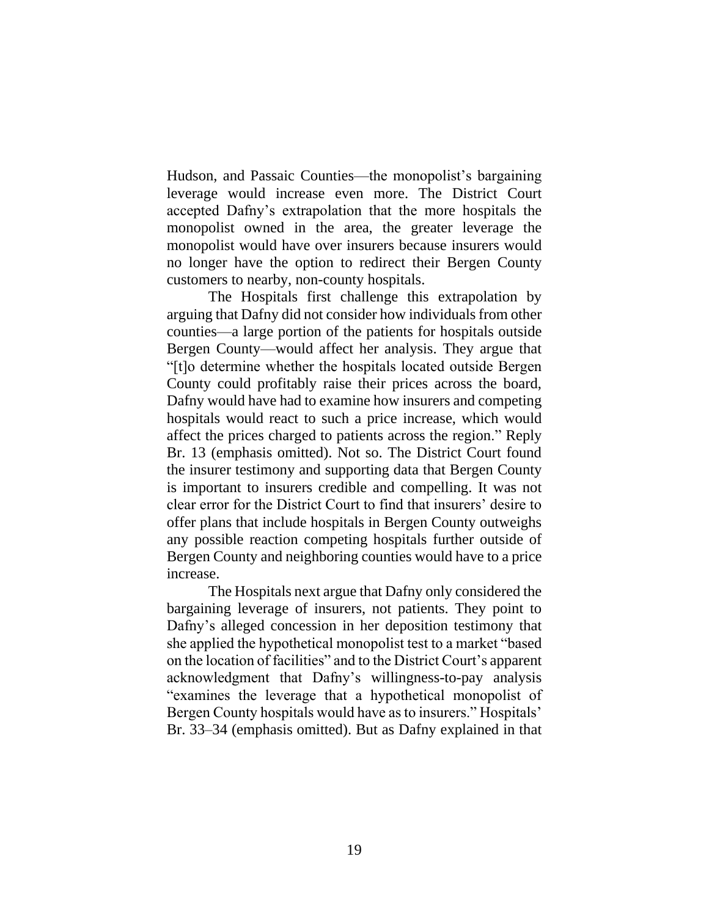Hudson, and Passaic Counties—the monopolist's bargaining leverage would increase even more. The District Court accepted Dafny's extrapolation that the more hospitals the monopolist owned in the area, the greater leverage the monopolist would have over insurers because insurers would no longer have the option to redirect their Bergen County customers to nearby, non-county hospitals.

The Hospitals first challenge this extrapolation by arguing that Dafny did not consider how individuals from other counties—a large portion of the patients for hospitals outside Bergen County—would affect her analysis. They argue that "[t]o determine whether the hospitals located outside Bergen County could profitably raise their prices across the board, Dafny would have had to examine how insurers and competing hospitals would react to such a price increase, which would affect the prices charged to patients across the region." Reply Br. 13 (emphasis omitted). Not so. The District Court found the insurer testimony and supporting data that Bergen County is important to insurers credible and compelling. It was not clear error for the District Court to find that insurers' desire to offer plans that include hospitals in Bergen County outweighs any possible reaction competing hospitals further outside of Bergen County and neighboring counties would have to a price increase.

The Hospitals next argue that Dafny only considered the bargaining leverage of insurers, not patients. They point to Dafny's alleged concession in her deposition testimony that she applied the hypothetical monopolist test to a market "based on the location of facilities" and to the District Court's apparent acknowledgment that Dafny's willingness-to-pay analysis "examines the leverage that a hypothetical monopolist of Bergen County hospitals would have as to insurers." Hospitals' Br. 33–34 (emphasis omitted). But as Dafny explained in that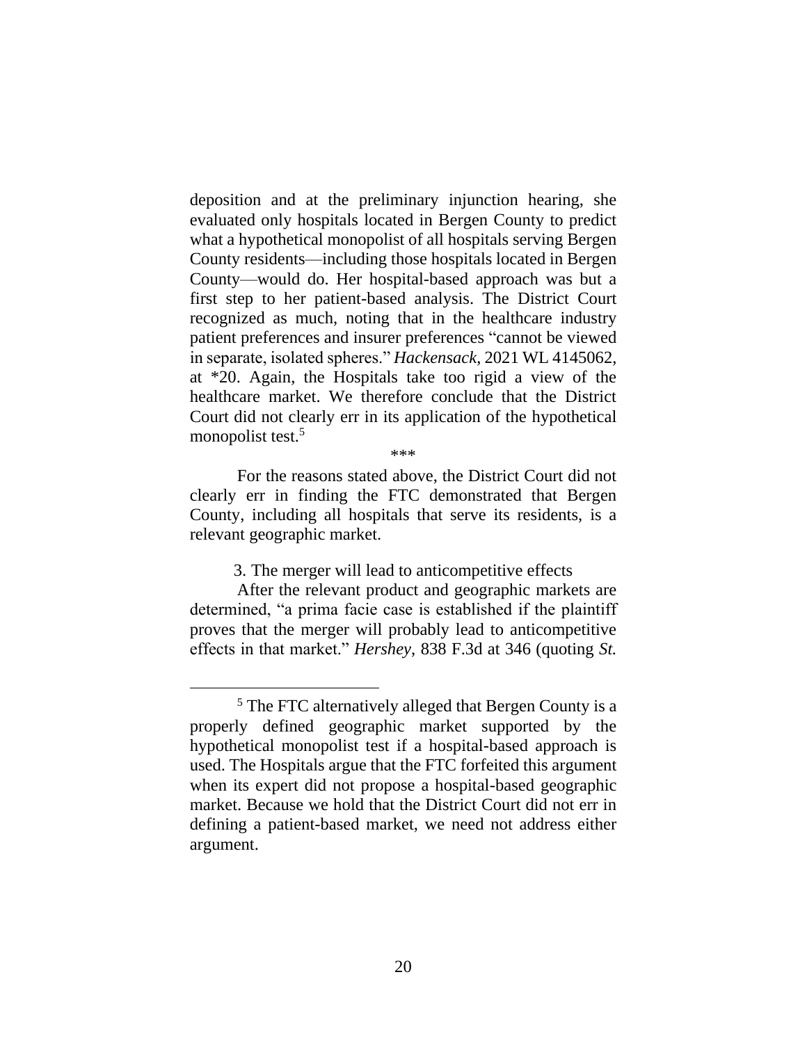deposition and at the preliminary injunction hearing, she evaluated only hospitals located in Bergen County to predict what a hypothetical monopolist of all hospitals serving Bergen County residents—including those hospitals located in Bergen County—would do. Her hospital-based approach was but a first step to her patient-based analysis. The District Court recognized as much, noting that in the healthcare industry patient preferences and insurer preferences "cannot be viewed in separate, isolated spheres." *Hackensack*, 2021 WL 4145062, at *20. Again, the Hospitals take too rigid a view of the healthcare market. We therefore conclude that the District Court did not clearly err in its application of the hypothetical monopolist test.[5]

\*\*\*

For the reasons stated above, the District Court did not clearly err in finding the FTC demonstrated that Bergen County, including all hospitals that serve its residents, is a relevant geographic market.

3. The merger will lead to anticompetitive effects

After the relevant product and geographic markets are determined, "a prima facie case is established if the plaintiff proves that the merger will probably lead to anticompetitive effects in that market." *Hershey*, 838 F.3d at 346 (quoting *St.*

[5] The FTC alternatively alleged that Bergen County is a properly defined geographic market supported by the hypothetical monopolist test if a hospital-based approach is used. The Hospitals argue that the FTC forfeited this argument when its expert did not propose a hospital-based geographic market. Because we hold that the District Court did not err in defining a patient-based market, we need not address either argument.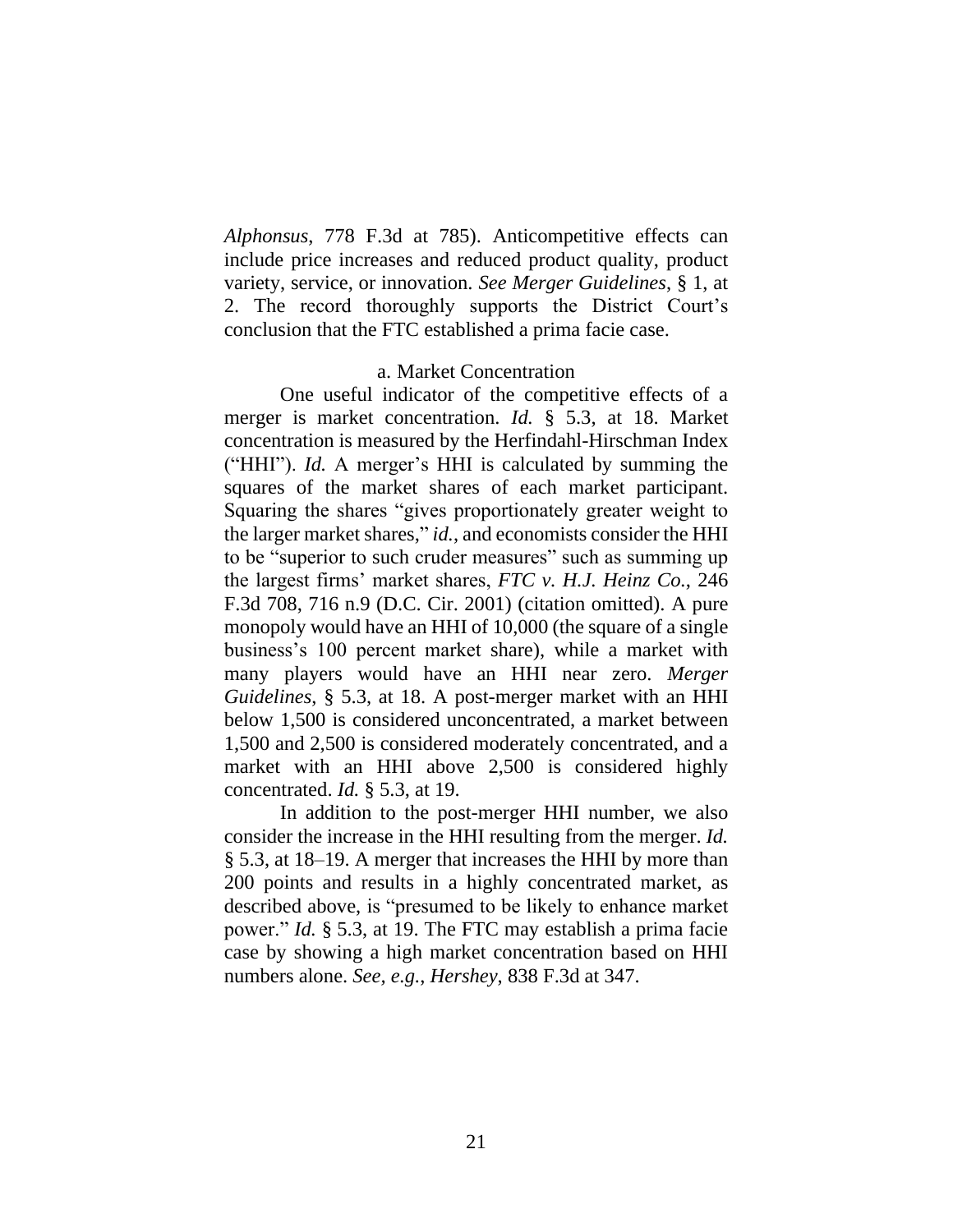*Alphonsus*, 778 F.3d at 785). Anticompetitive effects can include price increases and reduced product quality, product variety, service, or innovation. *See Merger Guidelines*, § 1, at 2. The record thoroughly supports the District Court's conclusion that the FTC established a prima facie case.

a. Market Concentration

One useful indicator of the competitive effects of a merger is market concentration. *Id.* § 5.3, at 18. Market concentration is measured by the Herfindahl-Hirschman Index ("HHI"). *Id.* A merger's HHI is calculated by summing the squares of the market shares of each market participant. Squaring the shares "gives proportionately greater weight to the larger market shares," *id.*, and economists consider the HHI to be "superior to such cruder measures" such as summing up the largest firms' market shares, *FTC v. H.J. Heinz Co.*, 246 F.3d 708, 716 n.9 (D.C. Cir. 2001) (citation omitted). A pure monopoly would have an HHI of 10,000 (the square of a single business's 100 percent market share), while a market with many players would have an HHI near zero. *Merger Guidelines*, § 5.3, at 18. A post-merger market with an HHI below 1,500 is considered unconcentrated, a market between 1,500 and 2,500 is considered moderately concentrated, and a market with an HHI above 2,500 is considered highly concentrated. *Id.* § 5.3, at 19.

In addition to the post-merger HHI number, we also consider the increase in the HHI resulting from the merger. *Id.* § 5.3, at 18–19. A merger that increases the HHI by more than 200 points and results in a highly concentrated market, as described above, is "presumed to be likely to enhance market power." *Id.* § 5.3, at 19. The FTC may establish a prima facie case by showing a high market concentration based on HHI numbers alone. *See, e.g.*, *Hershey*, 838 F.3d at 347.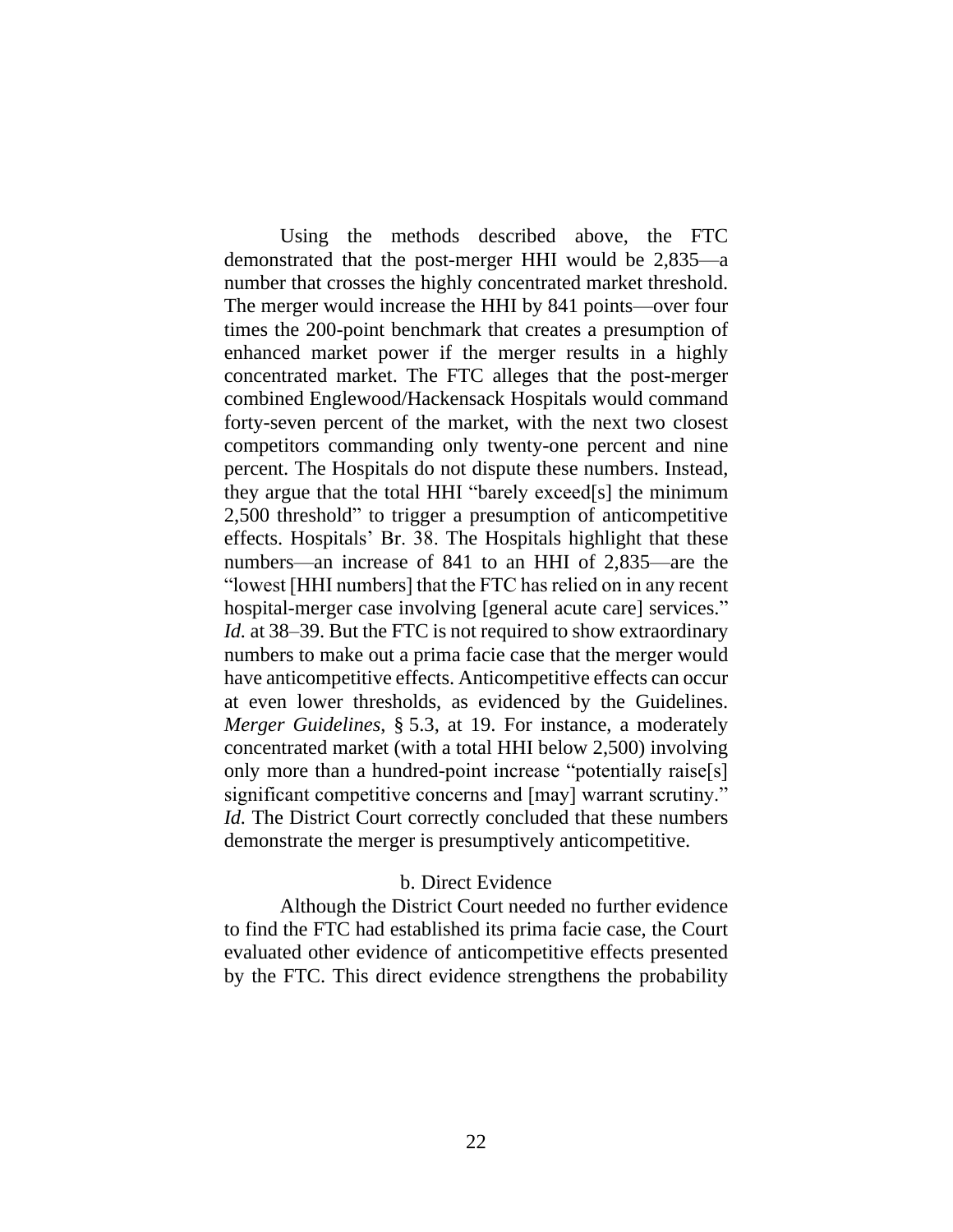Using the methods described above, the FTC demonstrated that the post-merger HHI would be 2,835—a number that crosses the highly concentrated market threshold. The merger would increase the HHI by 841 points—over four times the 200-point benchmark that creates a presumption of enhanced market power if the merger results in a highly concentrated market. The FTC alleges that the post-merger combined Englewood/Hackensack Hospitals would command forty-seven percent of the market, with the next two closest competitors commanding only twenty-one percent and nine percent. The Hospitals do not dispute these numbers. Instead, they argue that the total HHI "barely exceed[s] the minimum 2,500 threshold" to trigger a presumption of anticompetitive effects. Hospitals' Br. 38. The Hospitals highlight that these numbers—an increase of 841 to an HHI of 2,835—are the "lowest [HHI numbers] that the FTC has relied on in any recent hospital-merger case involving [general acute care] services." *Id.* at 38–39. But the FTC is not required to show extraordinary numbers to make out a prima facie case that the merger would have anticompetitive effects. Anticompetitive effects can occur at even lower thresholds, as evidenced by the Guidelines. *Merger Guidelines*, § 5.3, at 19. For instance, a moderately concentrated market (with a total HHI below 2,500) involving only more than a hundred-point increase "potentially raise[s] significant competitive concerns and [may] warrant scrutiny." *Id.* The District Court correctly concluded that these numbers demonstrate the merger is presumptively anticompetitive.

b. Direct Evidence

Although the District Court needed no further evidence to find the FTC had established its prima facie case, the Court evaluated other evidence of anticompetitive effects presented by the FTC. This direct evidence strengthens the probability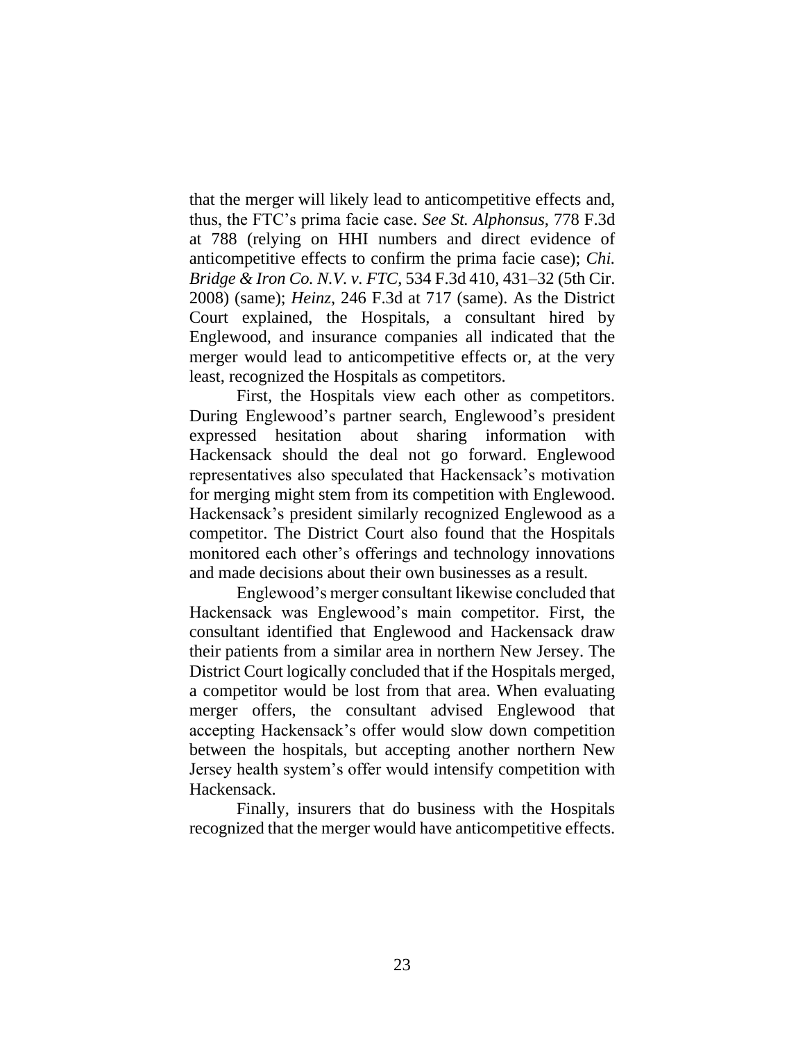that the merger will likely lead to anticompetitive effects and, thus, the FTC's prima facie case. *See St. Alphonsus*, 778 F.3d at 788 (relying on HHI numbers and direct evidence of anticompetitive effects to confirm the prima facie case); *Chi. Bridge & Iron Co. N.V. v. FTC*, 534 F.3d 410, 431–32 (5th Cir. 2008) (same); *Heinz*, 246 F.3d at 717 (same). As the District Court explained, the Hospitals, a consultant hired by Englewood, and insurance companies all indicated that the merger would lead to anticompetitive effects or, at the very least, recognized the Hospitals as competitors.

First, the Hospitals view each other as competitors. During Englewood's partner search, Englewood's president expressed hesitation about sharing information with Hackensack should the deal not go forward. Englewood representatives also speculated that Hackensack's motivation for merging might stem from its competition with Englewood. Hackensack's president similarly recognized Englewood as a competitor. The District Court also found that the Hospitals monitored each other's offerings and technology innovations and made decisions about their own businesses as a result.

Englewood's merger consultant likewise concluded that Hackensack was Englewood's main competitor. First, the consultant identified that Englewood and Hackensack draw their patients from a similar area in northern New Jersey. The District Court logically concluded that if the Hospitals merged, a competitor would be lost from that area. When evaluating merger offers, the consultant advised Englewood that accepting Hackensack's offer would slow down competition between the hospitals, but accepting another northern New Jersey health system's offer would intensify competition with Hackensack.

Finally, insurers that do business with the Hospitals recognized that the merger would have anticompetitive effects.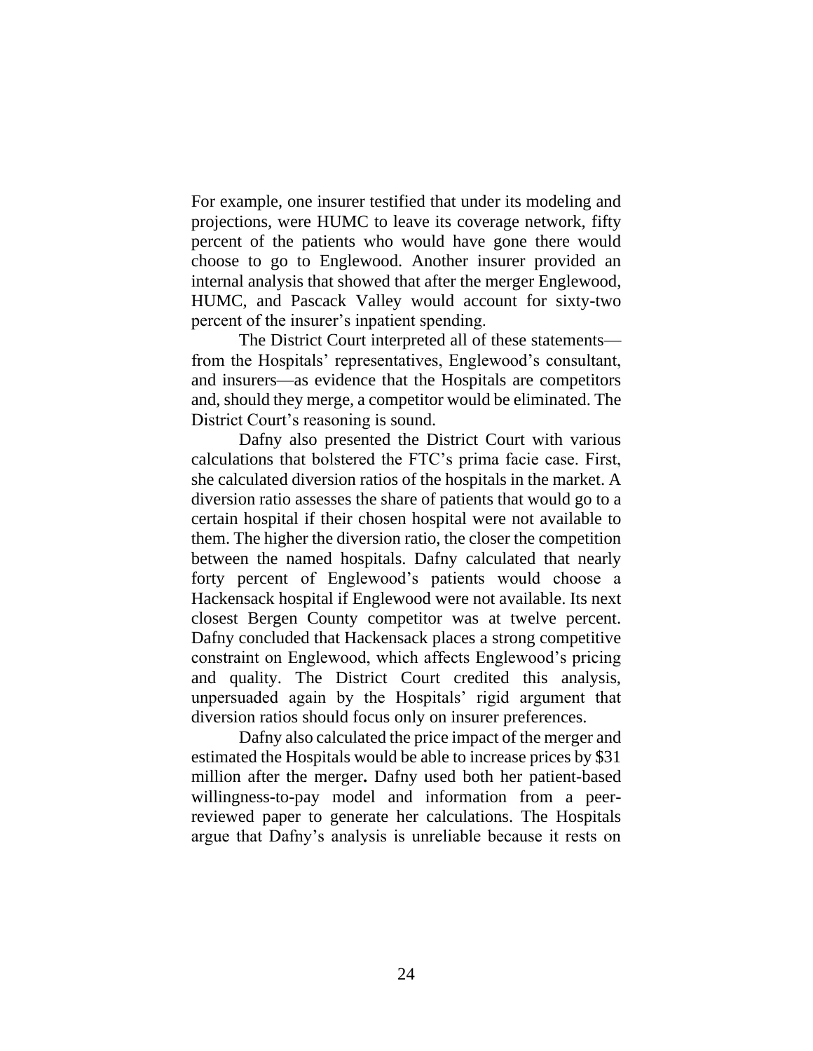For example, one insurer testified that under its modeling and projections, were HUMC to leave its coverage network, fifty percent of the patients who would have gone there would choose to go to Englewood. Another insurer provided an internal analysis that showed that after the merger Englewood, HUMC, and Pascack Valley would account for sixty-two percent of the insurer's inpatient spending.

The District Court interpreted all of these statements—from the Hospitals' representatives, Englewood's consultant, and insurers—as evidence that the Hospitals are competitors and, should they merge, a competitor would be eliminated. The District Court's reasoning is sound.

Dafny also presented the District Court with various calculations that bolstered the FTC's prima facie case. First, she calculated diversion ratios of the hospitals in the market. A diversion ratio assesses the share of patients that would go to a certain hospital if their chosen hospital were not available to them. The higher the diversion ratio, the closer the competition between the named hospitals. Dafny calculated that nearly forty percent of Englewood's patients would choose a Hackensack hospital if Englewood were not available. Its next closest Bergen County competitor was at twelve percent. Dafny concluded that Hackensack places a strong competitive constraint on Englewood, which affects Englewood's pricing and quality. The District Court credited this analysis, unpersuaded again by the Hospitals' rigid argument that diversion ratios should focus only on insurer preferences.

Dafny also calculated the price impact of the merger and estimated the Hospitals would be able to increase prices by $31 million after the merger**.** Dafny used both her patient-based willingness-to-pay model and information from a peer-reviewed paper to generate her calculations. The Hospitals argue that Dafny's analysis is unreliable because it rests on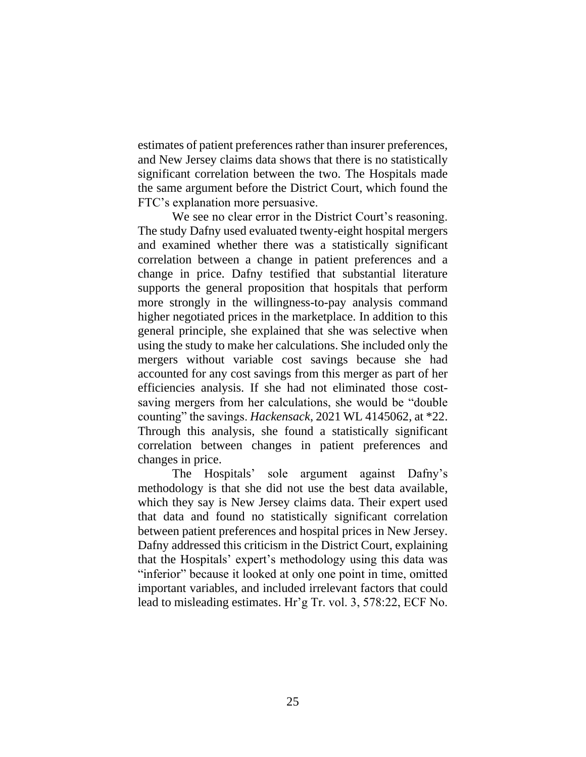estimates of patient preferences rather than insurer preferences, and New Jersey claims data shows that there is no statistically significant correlation between the two. The Hospitals made the same argument before the District Court, which found the FTC's explanation more persuasive.

We see no clear error in the District Court's reasoning. The study Dafny used evaluated twenty-eight hospital mergers and examined whether there was a statistically significant correlation between a change in patient preferences and a change in price. Dafny testified that substantial literature supports the general proposition that hospitals that perform more strongly in the willingness-to-pay analysis command higher negotiated prices in the marketplace. In addition to this general principle, she explained that she was selective when using the study to make her calculations. She included only the mergers without variable cost savings because she had accounted for any cost savings from this merger as part of her efficiencies analysis. If she had not eliminated those cost-saving mergers from her calculations, she would be "double counting" the savings. *Hackensack*, 2021 WL 4145062, at *22. Through this analysis, she found a statistically significant correlation between changes in patient preferences and changes in price.

The Hospitals' sole argument against Dafny's methodology is that she did not use the best data available, which they say is New Jersey claims data. Their expert used that data and found no statistically significant correlation between patient preferences and hospital prices in New Jersey. Dafny addressed this criticism in the District Court, explaining that the Hospitals' expert's methodology using this data was "inferior" because it looked at only one point in time, omitted important variables, and included irrelevant factors that could lead to misleading estimates. Hr'g Tr. vol. 3, 578:22, ECF No.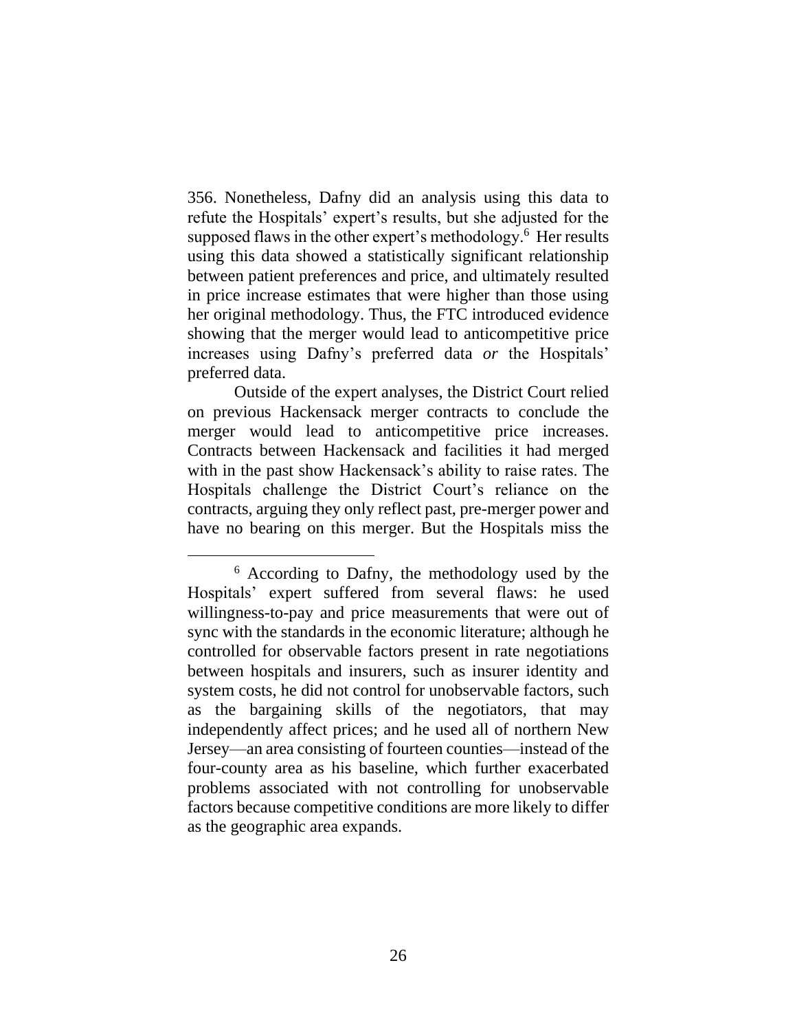356. Nonetheless, Dafny did an analysis using this data to refute the Hospitals' expert's results, but she adjusted for the supposed flaws in the other expert's methodology.[6] Her results using this data showed a statistically significant relationship between patient preferences and price, and ultimately resulted in price increase estimates that were higher than those using her original methodology. Thus, the FTC introduced evidence showing that the merger would lead to anticompetitive price increases using Dafny's preferred data *or* the Hospitals' preferred data.

Outside of the expert analyses, the District Court relied on previous Hackensack merger contracts to conclude the merger would lead to anticompetitive price increases. Contracts between Hackensack and facilities it had merged with in the past show Hackensack's ability to raise rates. The Hospitals challenge the District Court's reliance on the contracts, arguing they only reflect past, pre-merger power and have no bearing on this merger. But the Hospitals miss the

---

[6] According to Dafny, the methodology used by the Hospitals' expert suffered from several flaws: he used willingness-to-pay and price measurements that were out of sync with the standards in the economic literature; although he controlled for observable factors present in rate negotiations between hospitals and insurers, such as insurer identity and system costs, he did not control for unobservable factors, such as the bargaining skills of the negotiators, that may independently affect prices; and he used all of northern New Jersey—an area consisting of fourteen counties—instead of the four-county area as his baseline, which further exacerbated problems associated with not controlling for unobservable factors because competitive conditions are more likely to differ as the geographic area expands.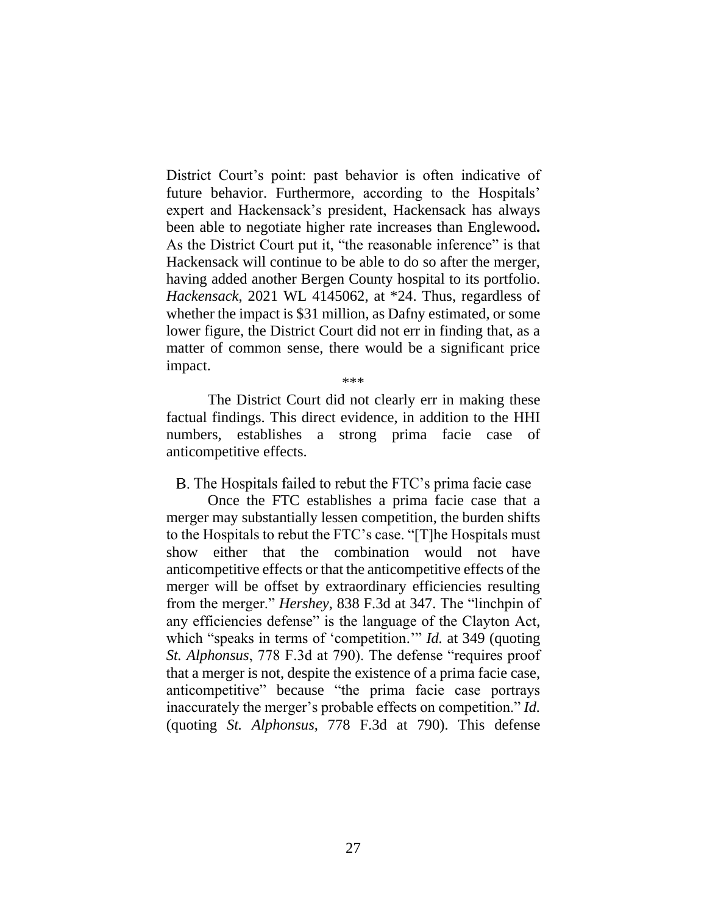District Court's point: past behavior is often indicative of future behavior. Furthermore, according to the Hospitals' expert and Hackensack's president, Hackensack has always been able to negotiate higher rate increases than Englewood**.** As the District Court put it, "the reasonable inference" is that Hackensack will continue to be able to do so after the merger, having added another Bergen County hospital to its portfolio. *Hackensack*, 2021 WL 4145062, at *24. Thus, regardless of whether the impact is $31 million, as Dafny estimated, or some lower figure, the District Court did not err in finding that, as a matter of common sense, there would be a significant price impact.

***

The District Court did not clearly err in making these factual findings. This direct evidence, in addition to the HHI numbers, establishes a strong prima facie case of anticompetitive effects.

### B. The Hospitals failed to rebut the FTC's prima facie case

Once the FTC establishes a prima facie case that a merger may substantially lessen competition, the burden shifts to the Hospitals to rebut the FTC's case. "[T]he Hospitals must show either that the combination would not have anticompetitive effects or that the anticompetitive effects of the merger will be offset by extraordinary efficiencies resulting from the merger." *Hershey*, 838 F.3d at 347. The "linchpin of any efficiencies defense" is the language of the Clayton Act, which "speaks in terms of 'competition.'" *Id.* at 349 (quoting *St. Alphonsus*, 778 F.3d at 790). The defense "requires proof that a merger is not, despite the existence of a prima facie case, anticompetitive" because "the prima facie case portrays inaccurately the merger's probable effects on competition." *Id.* (quoting *St. Alphonsus*, 778 F.3d at 790). This defense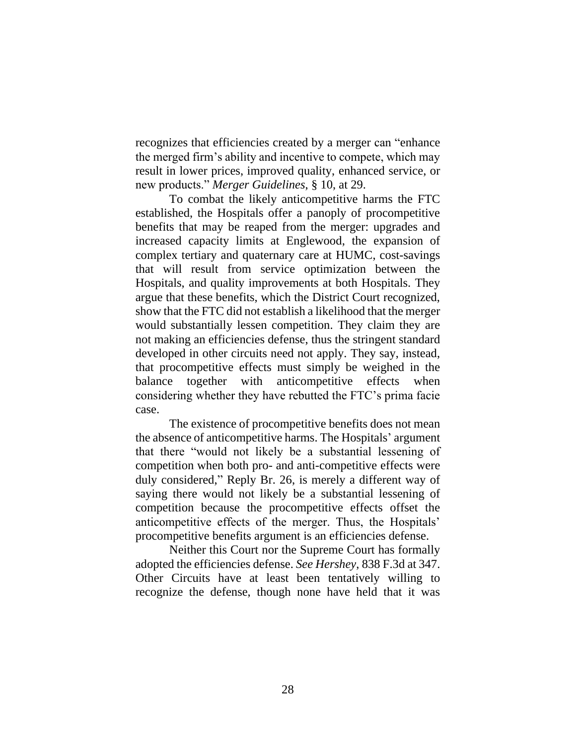recognizes that efficiencies created by a merger can "enhance the merged firm's ability and incentive to compete, which may result in lower prices, improved quality, enhanced service, or new products." *Merger Guidelines*, § 10, at 29.

To combat the likely anticompetitive harms the FTC established, the Hospitals offer a panoply of procompetitive benefits that may be reaped from the merger: upgrades and increased capacity limits at Englewood, the expansion of complex tertiary and quaternary care at HUMC, cost-savings that will result from service optimization between the Hospitals, and quality improvements at both Hospitals. They argue that these benefits, which the District Court recognized, show that the FTC did not establish a likelihood that the merger would substantially lessen competition. They claim they are not making an efficiencies defense, thus the stringent standard developed in other circuits need not apply. They say, instead, that procompetitive effects must simply be weighed in the balance together with anticompetitive effects when considering whether they have rebutted the FTC's prima facie case.

The existence of procompetitive benefits does not mean the absence of anticompetitive harms. The Hospitals' argument that there "would not likely be a substantial lessening of competition when both pro- and anti-competitive effects were duly considered," Reply Br. 26, is merely a different way of saying there would not likely be a substantial lessening of competition because the procompetitive effects offset the anticompetitive effects of the merger. Thus, the Hospitals' procompetitive benefits argument is an efficiencies defense.

Neither this Court nor the Supreme Court has formally adopted the efficiencies defense. *See Hershey*, 838 F.3d at 347. Other Circuits have at least been tentatively willing to recognize the defense, though none have held that it was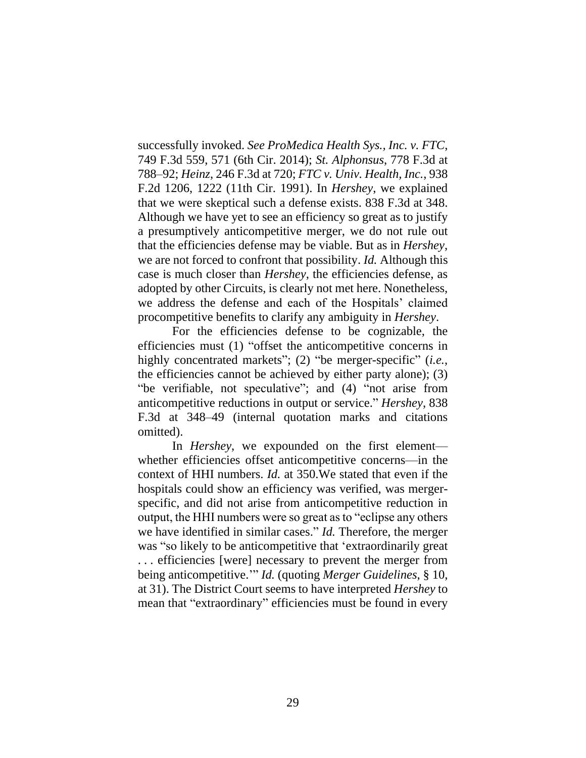successfully invoked. *See ProMedica Health Sys., Inc. v. FTC*, 749 F.3d 559, 571 (6th Cir. 2014); *St. Alphonsus*, 778 F.3d at 788–92; *Heinz*, 246 F.3d at 720; *FTC v. Univ. Health, Inc.*, 938 F.2d 1206, 1222 (11th Cir. 1991). In *Hershey*, we explained that we were skeptical such a defense exists. 838 F.3d at 348. Although we have yet to see an efficiency so great as to justify a presumptively anticompetitive merger, we do not rule out that the efficiencies defense may be viable. But as in *Hershey*, we are not forced to confront that possibility. *Id.* Although this case is much closer than *Hershey*, the efficiencies defense, as adopted by other Circuits, is clearly not met here. Nonetheless, we address the defense and each of the Hospitals' claimed procompetitive benefits to clarify any ambiguity in *Hershey*.

For the efficiencies defense to be cognizable, the efficiencies must (1) "offset the anticompetitive concerns in highly concentrated markets"; (2) "be merger-specific" (*i.e.*, the efficiencies cannot be achieved by either party alone); (3) "be verifiable, not speculative"; and (4) "not arise from anticompetitive reductions in output or service." *Hershey*, 838 F.3d at 348–49 (internal quotation marks and citations omitted).

In *Hershey*, we expounded on the first element—whether efficiencies offset anticompetitive concerns—in the context of HHI numbers. *Id.* at 350.We stated that even if the hospitals could show an efficiency was verified, was merger-specific, and did not arise from anticompetitive reduction in output, the HHI numbers were so great as to "eclipse any others we have identified in similar cases." *Id.* Therefore, the merger was "so likely to be anticompetitive that 'extraordinarily great . . . efficiencies [were] necessary to prevent the merger from being anticompetitive.'" *Id.* (quoting *Merger Guidelines*, § 10, at 31). The District Court seems to have interpreted *Hershey* to mean that "extraordinary" efficiencies must be found in every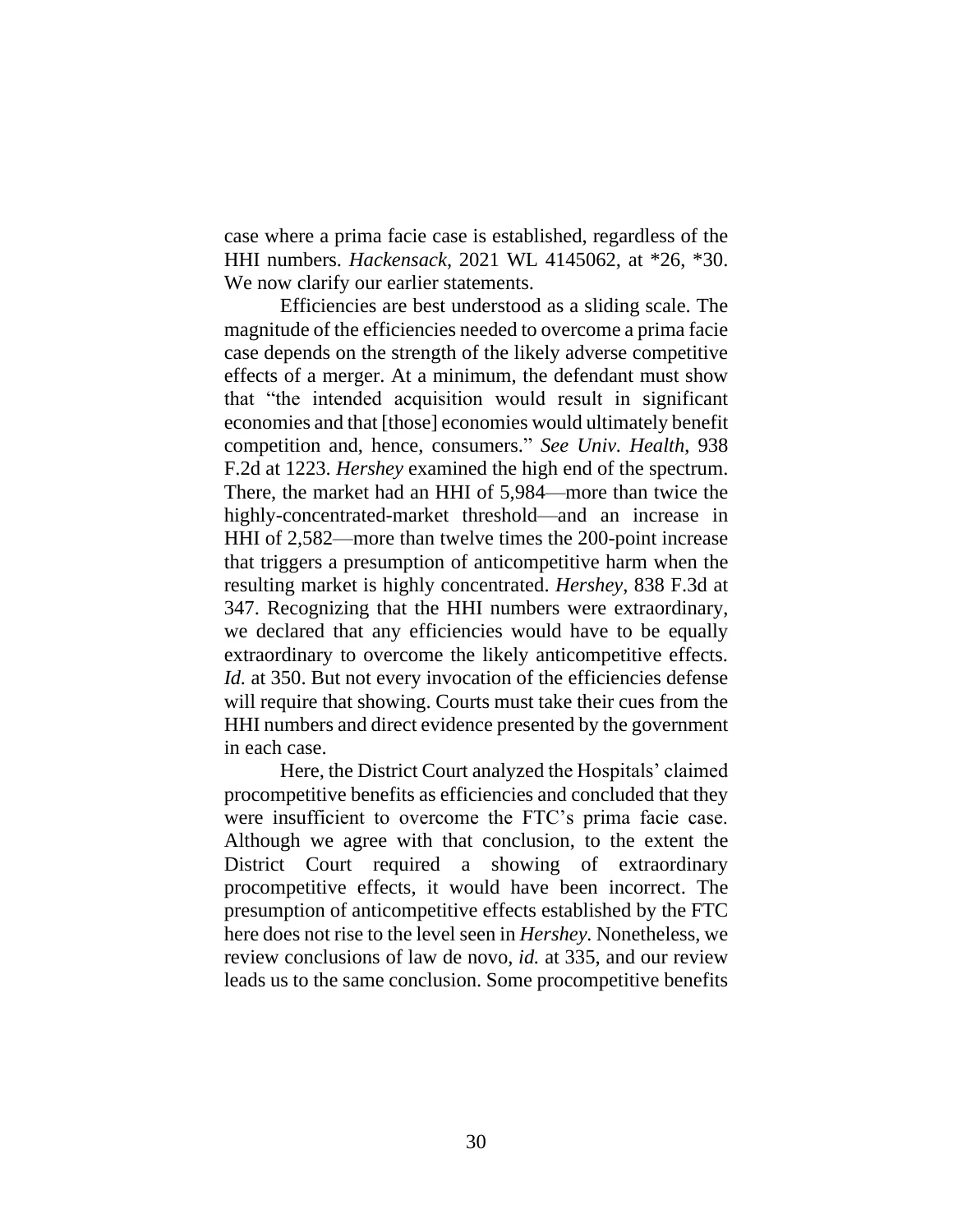case where a prima facie case is established, regardless of the HHI numbers. *Hackensack*, 2021 WL 4145062, at *26, *30. We now clarify our earlier statements.

Efficiencies are best understood as a sliding scale. The magnitude of the efficiencies needed to overcome a prima facie case depends on the strength of the likely adverse competitive effects of a merger. At a minimum, the defendant must show that "the intended acquisition would result in significant economies and that [those] economies would ultimately benefit competition and, hence, consumers." *See Univ. Health*, 938 F.2d at 1223. *Hershey* examined the high end of the spectrum. There, the market had an HHI of 5,984—more than twice the highly-concentrated-market threshold—and an increase in HHI of 2,582—more than twelve times the 200-point increase that triggers a presumption of anticompetitive harm when the resulting market is highly concentrated. *Hershey*, 838 F.3d at 347. Recognizing that the HHI numbers were extraordinary, we declared that any efficiencies would have to be equally extraordinary to overcome the likely anticompetitive effects. *Id.* at 350. But not every invocation of the efficiencies defense will require that showing. Courts must take their cues from the HHI numbers and direct evidence presented by the government in each case.

Here, the District Court analyzed the Hospitals' claimed procompetitive benefits as efficiencies and concluded that they were insufficient to overcome the FTC's prima facie case. Although we agree with that conclusion, to the extent the District Court required a showing of extraordinary procompetitive effects, it would have been incorrect. The presumption of anticompetitive effects established by the FTC here does not rise to the level seen in *Hershey.* Nonetheless, we review conclusions of law de novo, *id.* at 335, and our review leads us to the same conclusion. Some procompetitive benefits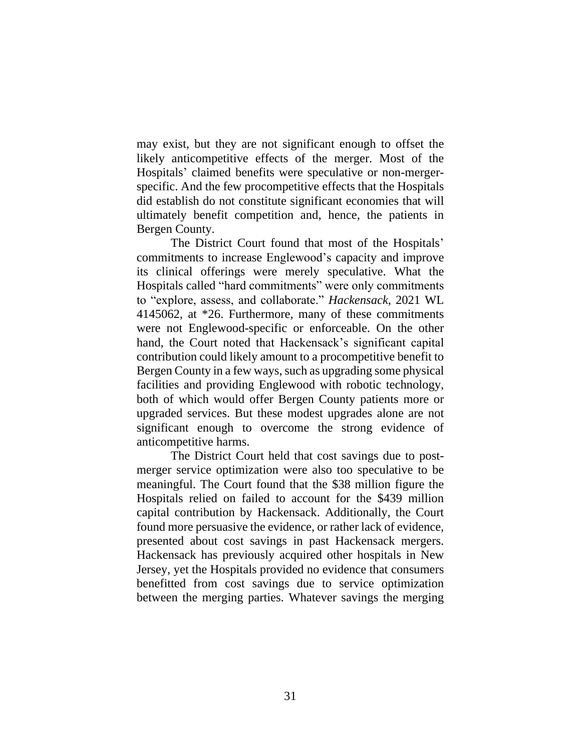may exist, but they are not significant enough to offset the likely anticompetitive effects of the merger. Most of the Hospitals' claimed benefits were speculative or non-merger-specific. And the few procompetitive effects that the Hospitals did establish do not constitute significant economies that will ultimately benefit competition and, hence, the patients in Bergen County.

The District Court found that most of the Hospitals' commitments to increase Englewood's capacity and improve its clinical offerings were merely speculative. What the Hospitals called "hard commitments" were only commitments to "explore, assess, and collaborate." *Hackensack*, 2021 WL 4145062, at *26. Furthermore, many of these commitments were not Englewood-specific or enforceable. On the other hand, the Court noted that Hackensack's significant capital contribution could likely amount to a procompetitive benefit to Bergen County in a few ways, such as upgrading some physical facilities and providing Englewood with robotic technology, both of which would offer Bergen County patients more or upgraded services. But these modest upgrades alone are not significant enough to overcome the strong evidence of anticompetitive harms.

The District Court held that cost savings due to post-merger service optimization were also too speculative to be meaningful. The Court found that the $38 million figure the Hospitals relied on failed to account for the $439 million capital contribution by Hackensack. Additionally, the Court found more persuasive the evidence, or rather lack of evidence, presented about cost savings in past Hackensack mergers. Hackensack has previously acquired other hospitals in New Jersey, yet the Hospitals provided no evidence that consumers benefitted from cost savings due to service optimization between the merging parties. Whatever savings the merging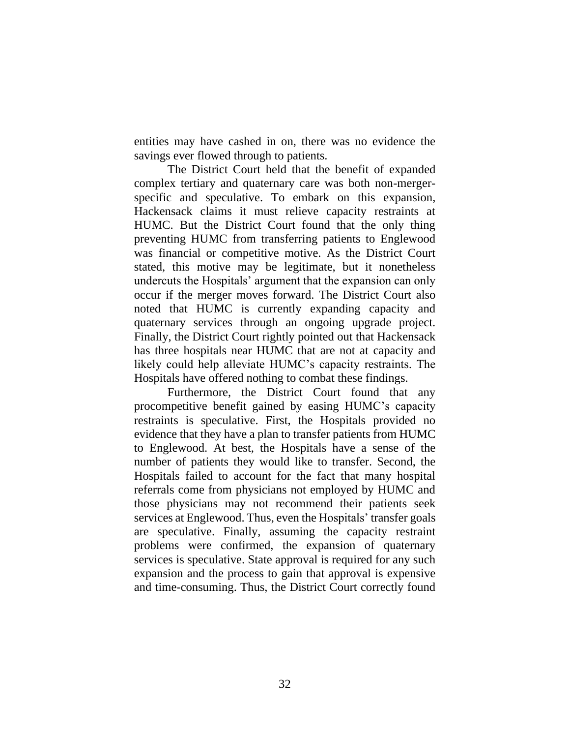entities may have cashed in on, there was no evidence the savings ever flowed through to patients.

The District Court held that the benefit of expanded complex tertiary and quaternary care was both non-merger-specific and speculative. To embark on this expansion, Hackensack claims it must relieve capacity restraints at HUMC. But the District Court found that the only thing preventing HUMC from transferring patients to Englewood was financial or competitive motive. As the District Court stated, this motive may be legitimate, but it nonetheless undercuts the Hospitals' argument that the expansion can only occur if the merger moves forward. The District Court also noted that HUMC is currently expanding capacity and quaternary services through an ongoing upgrade project. Finally, the District Court rightly pointed out that Hackensack has three hospitals near HUMC that are not at capacity and likely could help alleviate HUMC's capacity restraints. The Hospitals have offered nothing to combat these findings.

Furthermore, the District Court found that any procompetitive benefit gained by easing HUMC's capacity restraints is speculative. First, the Hospitals provided no evidence that they have a plan to transfer patients from HUMC to Englewood. At best, the Hospitals have a sense of the number of patients they would like to transfer. Second, the Hospitals failed to account for the fact that many hospital referrals come from physicians not employed by HUMC and those physicians may not recommend their patients seek services at Englewood. Thus, even the Hospitals' transfer goals are speculative. Finally, assuming the capacity restraint problems were confirmed, the expansion of quaternary services is speculative. State approval is required for any such expansion and the process to gain that approval is expensive and time-consuming. Thus, the District Court correctly found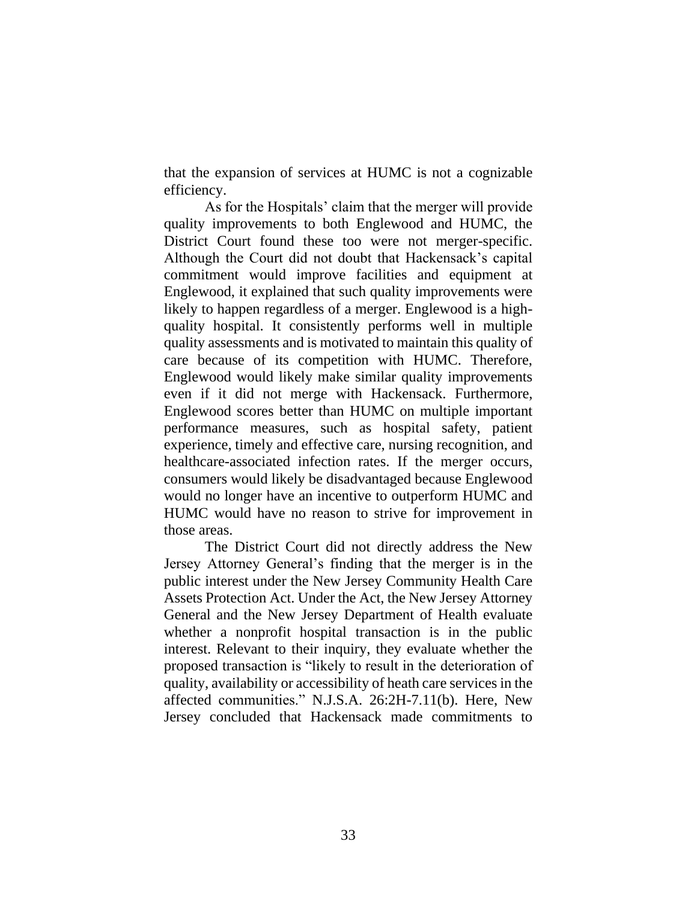that the expansion of services at HUMC is not a cognizable efficiency.

As for the Hospitals' claim that the merger will provide quality improvements to both Englewood and HUMC, the District Court found these too were not merger-specific. Although the Court did not doubt that Hackensack's capital commitment would improve facilities and equipment at Englewood, it explained that such quality improvements were likely to happen regardless of a merger. Englewood is a high-quality hospital. It consistently performs well in multiple quality assessments and is motivated to maintain this quality of care because of its competition with HUMC. Therefore, Englewood would likely make similar quality improvements even if it did not merge with Hackensack. Furthermore, Englewood scores better than HUMC on multiple important performance measures, such as hospital safety, patient experience, timely and effective care, nursing recognition, and healthcare-associated infection rates. If the merger occurs, consumers would likely be disadvantaged because Englewood would no longer have an incentive to outperform HUMC and HUMC would have no reason to strive for improvement in those areas.

The District Court did not directly address the New Jersey Attorney General's finding that the merger is in the public interest under the New Jersey Community Health Care Assets Protection Act. Under the Act, the New Jersey Attorney General and the New Jersey Department of Health evaluate whether a nonprofit hospital transaction is in the public interest. Relevant to their inquiry, they evaluate whether the proposed transaction is "likely to result in the deterioration of quality, availability or accessibility of heath care services in the affected communities." N.J.S.A. 26:2H-7.11(b). Here, New Jersey concluded that Hackensack made commitments to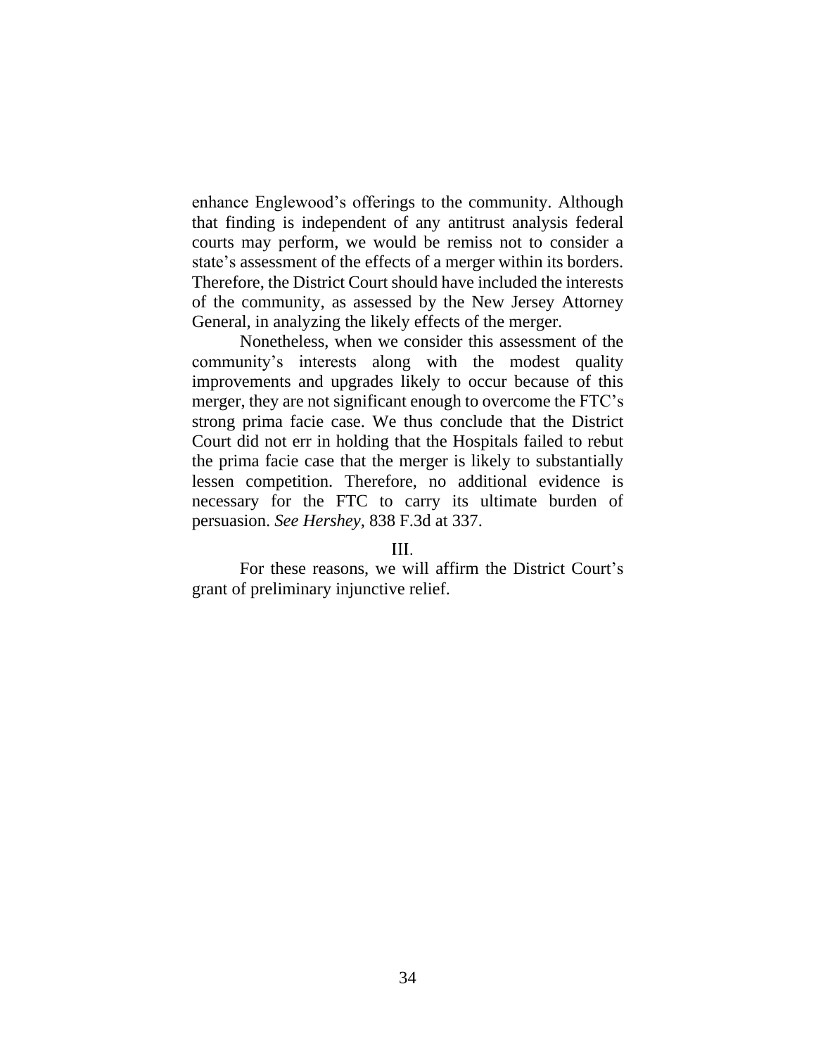enhance Englewood's offerings to the community. Although that finding is independent of any antitrust analysis federal courts may perform, we would be remiss not to consider a state's assessment of the effects of a merger within its borders. Therefore, the District Court should have included the interests of the community, as assessed by the New Jersey Attorney General, in analyzing the likely effects of the merger.

Nonetheless, when we consider this assessment of the community's interests along with the modest quality improvements and upgrades likely to occur because of this merger, they are not significant enough to overcome the FTC's strong prima facie case. We thus conclude that the District Court did not err in holding that the Hospitals failed to rebut the prima facie case that the merger is likely to substantially lessen competition. Therefore, no additional evidence is necessary for the FTC to carry its ultimate burden of persuasion. *See Hershey*, 838 F.3d at 337.

III.

For these reasons, we will affirm the District Court's grant of preliminary injunctive relief.